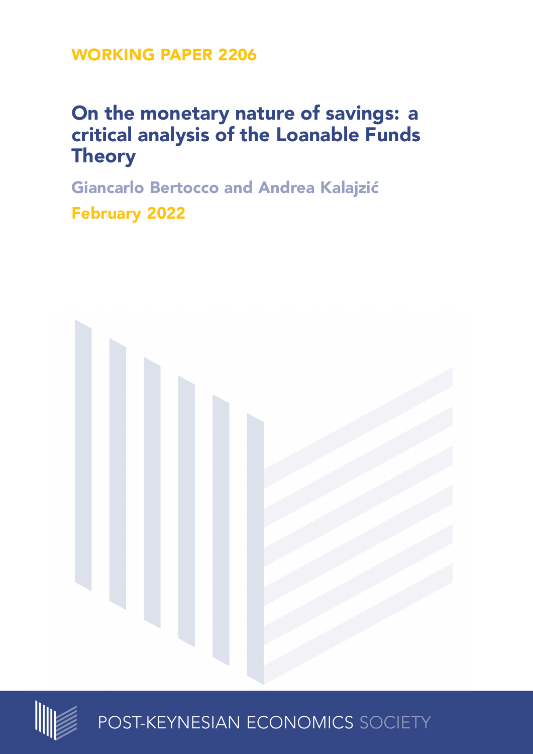WORKING PAPER 2206

# On the monetary nature of savings: a critical analysis of the Loanable Funds Theory

Giancarlo Bertocco and Andrea Kalajzić

February 2022

POST-KEYNESIAN ECONOMICS SOCIETY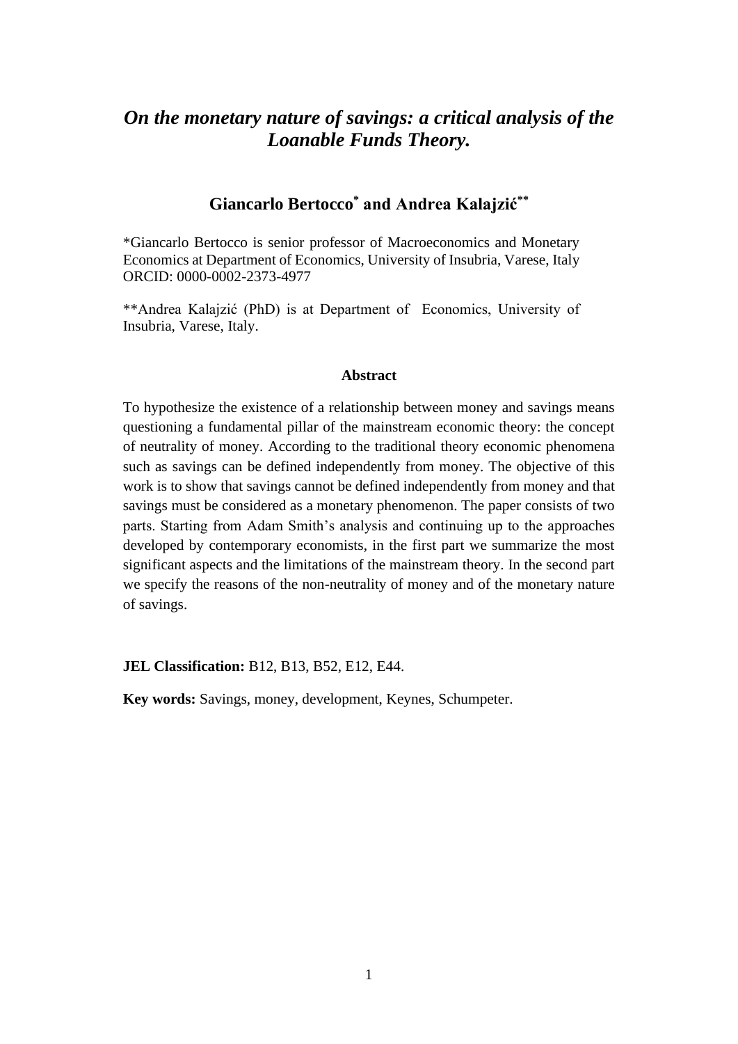# *On the monetary nature of savings: a critical analysis of the Loanable Funds Theory.*

## Giancarlo Bertocco[*] and Andrea Kalajzić[**]

*Giancarlo Bertocco is senior professor of Macroeconomics and Monetary Economics at Department of Economics, University of Insubria, Varese, Italy ORCID: 0000-0002-2373-4977

**Andrea Kalajzić (PhD) is at Department of Economics, University of Insubria, Varese, Italy.

### Abstract

To hypothesize the existence of a relationship between money and savings means questioning a fundamental pillar of the mainstream economic theory: the concept of neutrality of money. According to the traditional theory economic phenomena such as savings can be defined independently from money. The objective of this work is to show that savings cannot be defined independently from money and that savings must be considered as a monetary phenomenon. The paper consists of two parts. Starting from Adam Smith's analysis and continuing up to the approaches developed by contemporary economists, in the first part we summarize the most significant aspects and the limitations of the mainstream theory. In the second part we specify the reasons of the non-neutrality of money and of the monetary nature of savings.

**JEL Classification:** B12, B13, B52, E12, E44.

**Key words:** Savings, money, development, Keynes, Schumpeter.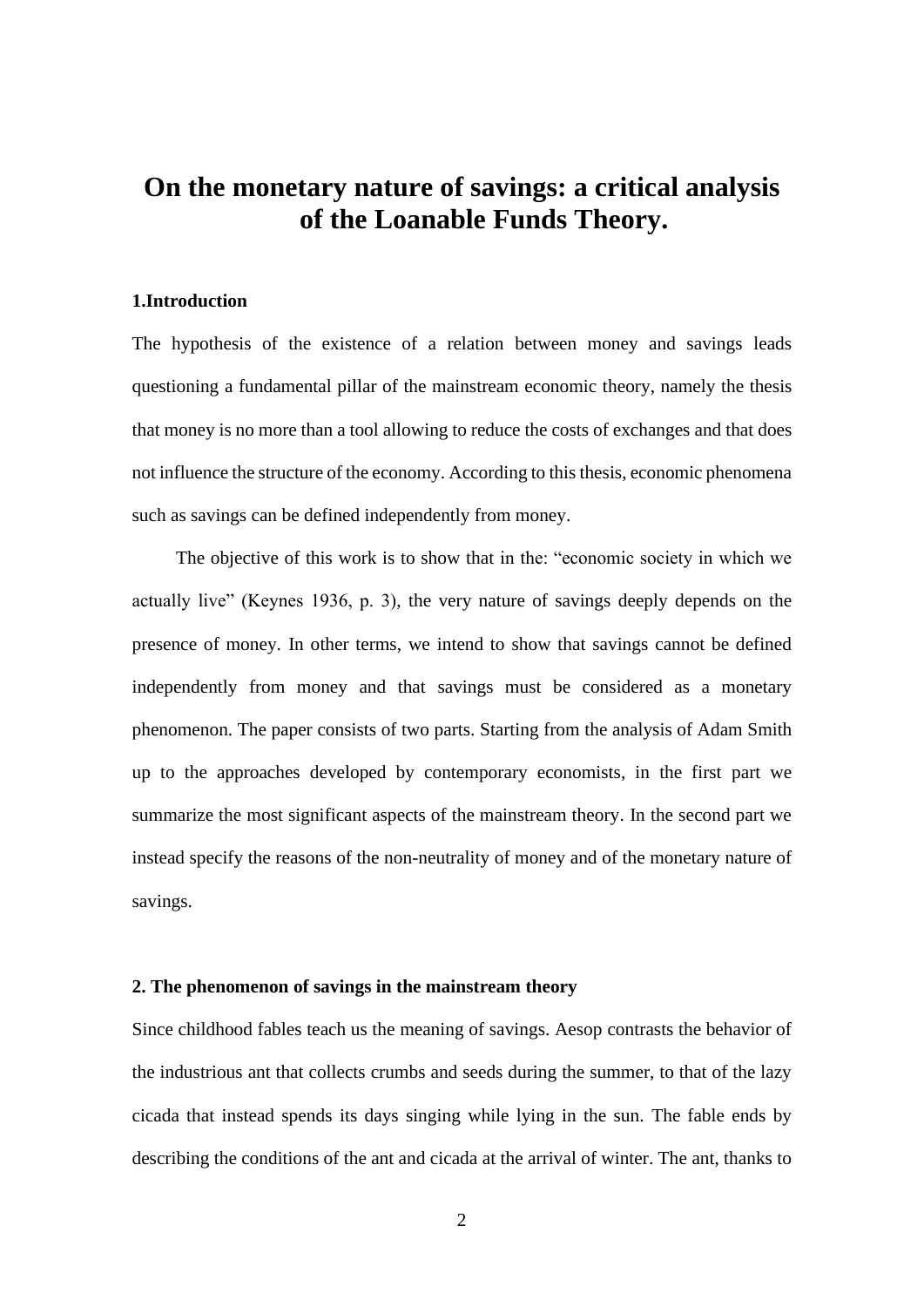# On the monetary nature of savings: a critical analysis of the Loanable Funds Theory.

## 1.Introduction

The hypothesis of the existence of a relation between money and savings leads questioning a fundamental pillar of the mainstream economic theory, namely the thesis that money is no more than a tool allowing to reduce the costs of exchanges and that does not influence the structure of the economy. According to this thesis, economic phenomena such as savings can be defined independently from money.

The objective of this work is to show that in the: "economic society in which we actually live" (Keynes 1936, p. 3), the very nature of savings deeply depends on the presence of money. In other terms, we intend to show that savings cannot be defined independently from money and that savings must be considered as a monetary phenomenon. The paper consists of two parts. Starting from the analysis of Adam Smith up to the approaches developed by contemporary economists, in the first part we summarize the most significant aspects of the mainstream theory. In the second part we instead specify the reasons of the non-neutrality of money and of the monetary nature of savings.

## 2. The phenomenon of savings in the mainstream theory

Since childhood fables teach us the meaning of savings. Aesop contrasts the behavior of the industrious ant that collects crumbs and seeds during the summer, to that of the lazy cicada that instead spends its days singing while lying in the sun. The fable ends by describing the conditions of the ant and cicada at the arrival of winter. The ant, thanks to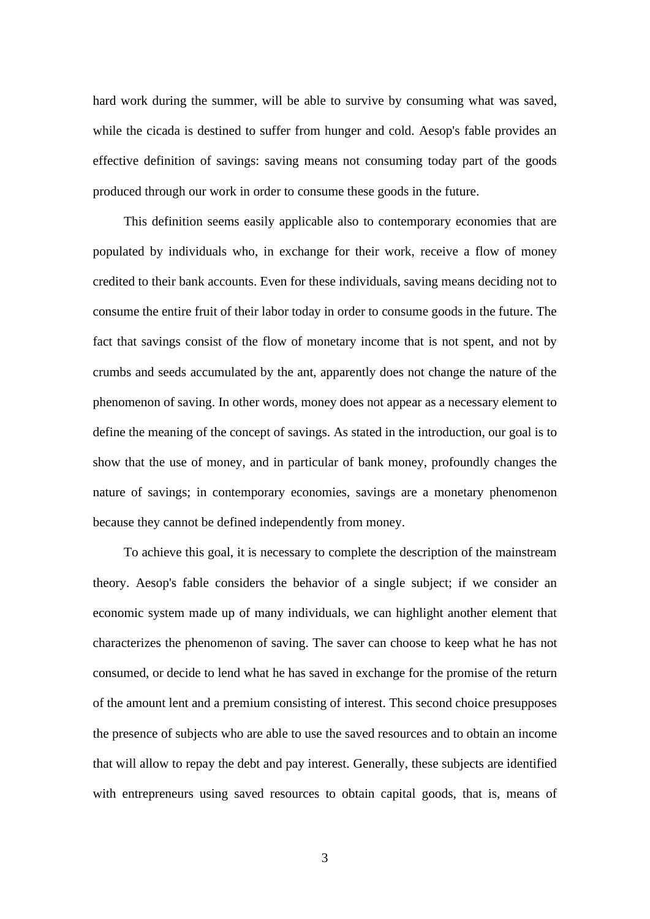hard work during the summer, will be able to survive by consuming what was saved, while the cicada is destined to suffer from hunger and cold. Aesop's fable provides an effective definition of savings: saving means not consuming today part of the goods produced through our work in order to consume these goods in the future.

This definition seems easily applicable also to contemporary economies that are populated by individuals who, in exchange for their work, receive a flow of money credited to their bank accounts. Even for these individuals, saving means deciding not to consume the entire fruit of their labor today in order to consume goods in the future. The fact that savings consist of the flow of monetary income that is not spent, and not by crumbs and seeds accumulated by the ant, apparently does not change the nature of the phenomenon of saving. In other words, money does not appear as a necessary element to define the meaning of the concept of savings. As stated in the introduction, our goal is to show that the use of money, and in particular of bank money, profoundly changes the nature of savings; in contemporary economies, savings are a monetary phenomenon because they cannot be defined independently from money.

To achieve this goal, it is necessary to complete the description of the mainstream theory. Aesop's fable considers the behavior of a single subject; if we consider an economic system made up of many individuals, we can highlight another element that characterizes the phenomenon of saving. The saver can choose to keep what he has not consumed, or decide to lend what he has saved in exchange for the promise of the return of the amount lent and a premium consisting of interest. This second choice presupposes the presence of subjects who are able to use the saved resources and to obtain an income that will allow to repay the debt and pay interest. Generally, these subjects are identified with entrepreneurs using saved resources to obtain capital goods, that is, means of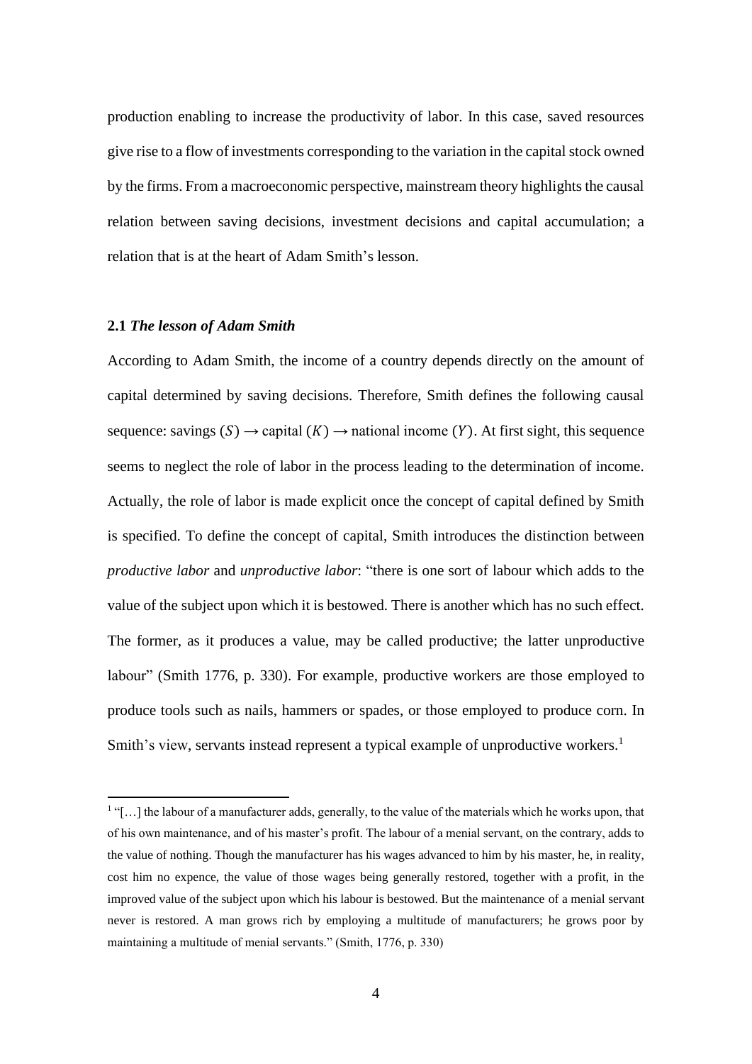production enabling to increase the productivity of labor. In this case, saved resources give rise to a flow of investments corresponding to the variation in the capital stock owned by the firms. From a macroeconomic perspective, mainstream theory highlights the causal relation between saving decisions, investment decisions and capital accumulation; a relation that is at the heart of Adam Smith's lesson.

### 2.1 *The lesson of Adam Smith*

According to Adam Smith, the income of a country depends directly on the amount of capital determined by saving decisions. Therefore, Smith defines the following causal sequence: savings $(S) \rightarrow$ capital $(K) \rightarrow$ national income $(Y)$. At first sight, this sequence seems to neglect the role of labor in the process leading to the determination of income. Actually, the role of labor is made explicit once the concept of capital defined by Smith is specified. To define the concept of capital, Smith introduces the distinction between *productive labor* and *unproductive labor*: "there is one sort of labour which adds to the value of the subject upon which it is bestowed. There is another which has no such effect. The former, as it produces a value, may be called productive; the latter unproductive labour" (Smith 1776, p. 330). For example, productive workers are those employed to produce tools such as nails, hammers or spades, or those employed to produce corn. In Smith's view, servants instead represent a typical example of unproductive workers.[1]

[1] "[…] the labour of a manufacturer adds, generally, to the value of the materials which he works upon, that of his own maintenance, and of his master's profit. The labour of a menial servant, on the contrary, adds to the value of nothing. Though the manufacturer has his wages advanced to him by his master, he, in reality, cost him no expence, the value of those wages being generally restored, together with a profit, in the improved value of the subject upon which his labour is bestowed. But the maintenance of a menial servant never is restored. A man grows rich by employing a multitude of manufacturers; he grows poor by maintaining a multitude of menial servants." (Smith, 1776, p. 330)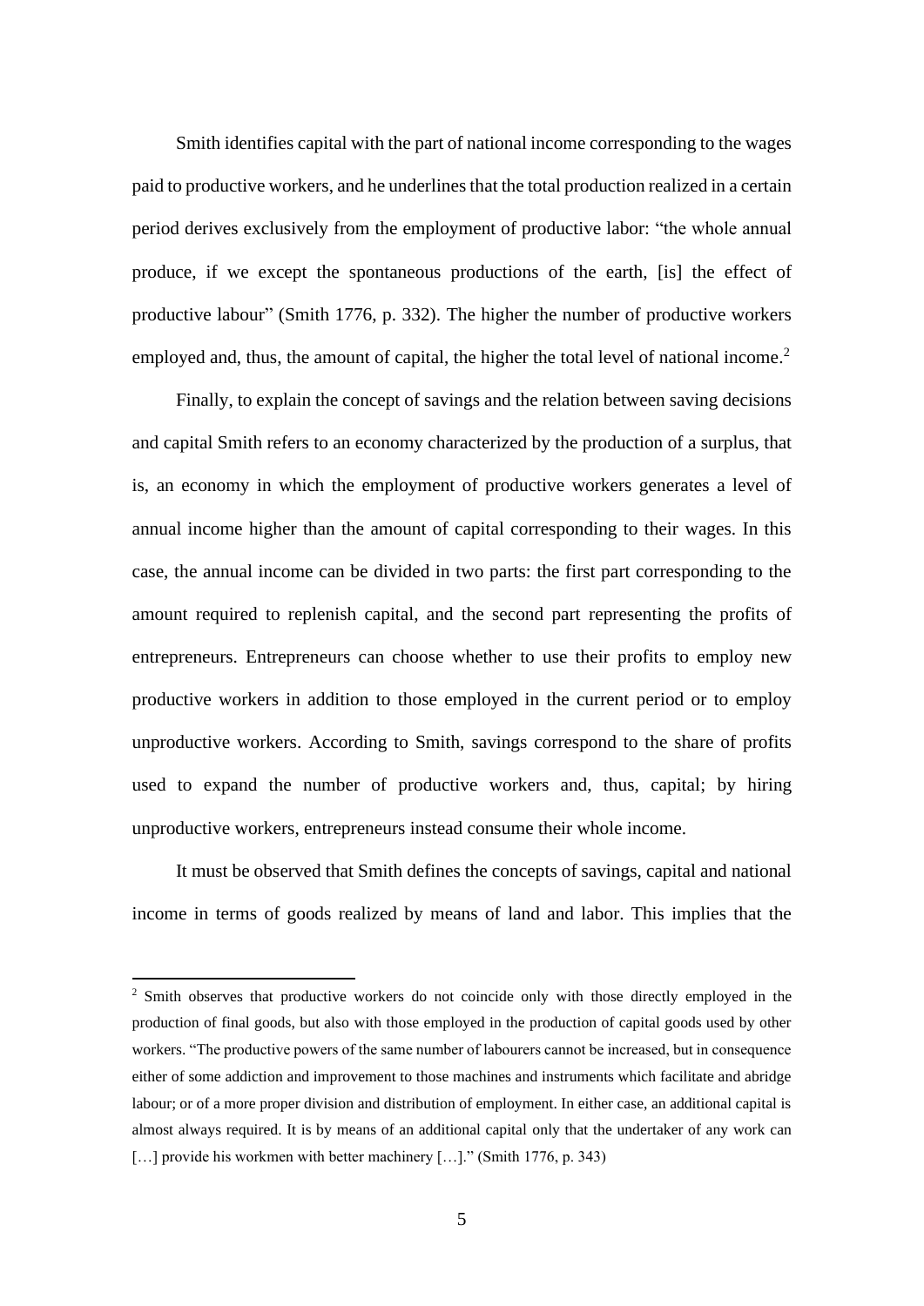Smith identifies capital with the part of national income corresponding to the wages paid to productive workers, and he underlines that the total production realized in a certain period derives exclusively from the employment of productive labor: "the whole annual produce, if we except the spontaneous productions of the earth, [is] the effect of productive labour" (Smith 1776, p. 332). The higher the number of productive workers employed and, thus, the amount of capital, the higher the total level of national income.[2]

Finally, to explain the concept of savings and the relation between saving decisions and capital Smith refers to an economy characterized by the production of a surplus, that is, an economy in which the employment of productive workers generates a level of annual income higher than the amount of capital corresponding to their wages. In this case, the annual income can be divided in two parts: the first part corresponding to the amount required to replenish capital, and the second part representing the profits of entrepreneurs. Entrepreneurs can choose whether to use their profits to employ new productive workers in addition to those employed in the current period or to employ unproductive workers. According to Smith, savings correspond to the share of profits used to expand the number of productive workers and, thus, capital; by hiring unproductive workers, entrepreneurs instead consume their whole income.

It must be observed that Smith defines the concepts of savings, capital and national income in terms of goods realized by means of land and labor. This implies that the

---

[2] Smith observes that productive workers do not coincide only with those directly employed in the production of final goods, but also with those employed in the production of capital goods used by other workers. "The productive powers of the same number of labourers cannot be increased, but in consequence either of some addiction and improvement to those machines and instruments which facilitate and abridge labour; or of a more proper division and distribution of employment. In either case, an additional capital is almost always required. It is by means of an additional capital only that the undertaker of any work can […] provide his workmen with better machinery […]." (Smith 1776, p. 343)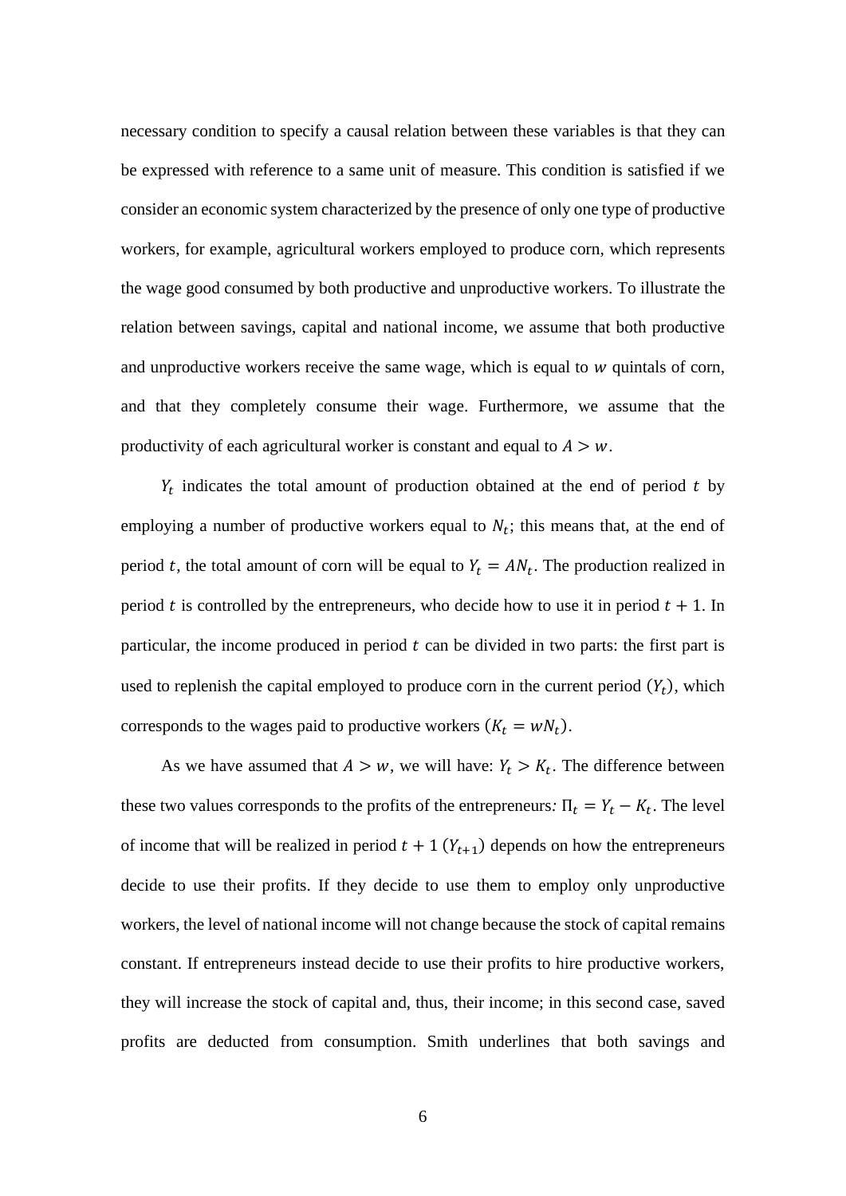necessary condition to specify a causal relation between these variables is that they can be expressed with reference to a same unit of measure. This condition is satisfied if we consider an economic system characterized by the presence of only one type of productive workers, for example, agricultural workers employed to produce corn, which represents the wage good consumed by both productive and unproductive workers. To illustrate the relation between savings, capital and national income, we assume that both productive and unproductive workers receive the same wage, which is equal to $w$ quintals of corn, and that they completely consume their wage. Furthermore, we assume that the productivity of each agricultural worker is constant and equal to $A > w$.

$Y_t$ indicates the total amount of production obtained at the end of period $t$ by employing a number of productive workers equal to $N_t$; this means that, at the end of period $t$, the total amount of corn will be equal to $Y_t = AN_t$. The production realized in period $t$ is controlled by the entrepreneurs, who decide how to use it in period $t + 1$. In particular, the income produced in period $t$ can be divided in two parts: the first part is used to replenish the capital employed to produce corn in the current period $(Y_t)$, which corresponds to the wages paid to productive workers $(K_t = wN_t)$.

As we have assumed that $A > w$, we will have: $Y_t > K_t$. The difference between these two values corresponds to the profits of the entrepreneurs*:* $\Pi_t = Y_t - K_t$. The level of income that will be realized in period $t + 1$ $(Y_{t+1})$ depends on how the entrepreneurs decide to use their profits. If they decide to use them to employ only unproductive workers, the level of national income will not change because the stock of capital remains constant. If entrepreneurs instead decide to use their profits to hire productive workers, they will increase the stock of capital and, thus, their income; in this second case, saved profits are deducted from consumption. Smith underlines that both savings and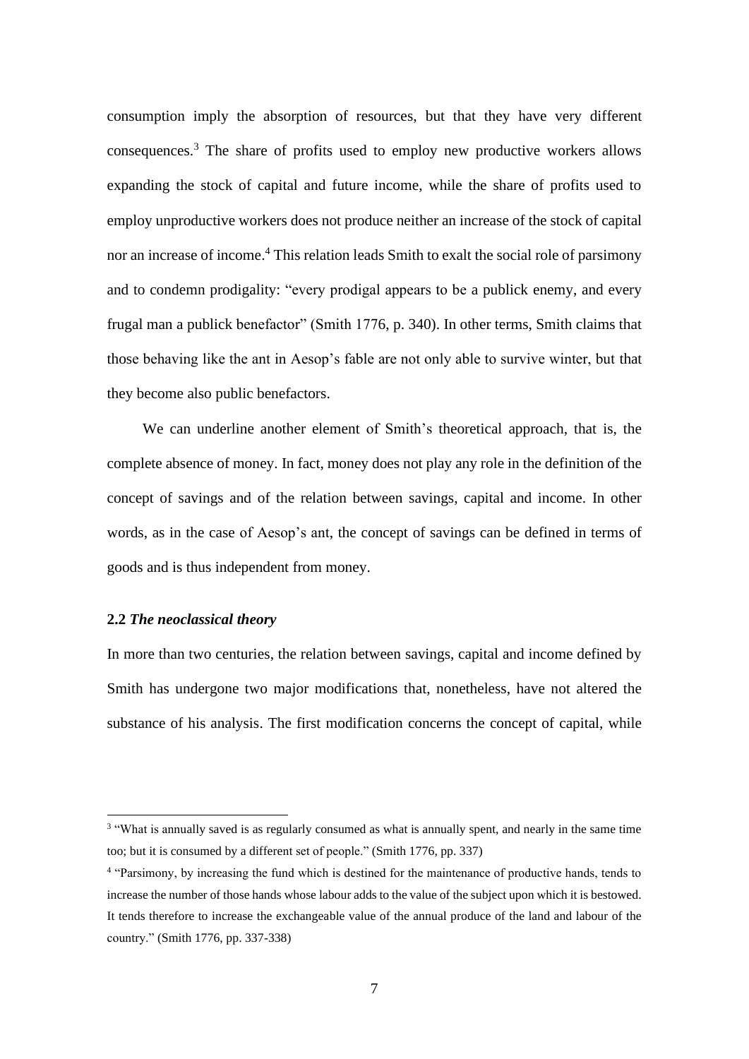consumption imply the absorption of resources, but that they have very different consequences.[3] The share of profits used to employ new productive workers allows expanding the stock of capital and future income, while the share of profits used to employ unproductive workers does not produce neither an increase of the stock of capital nor an increase of income.[4] This relation leads Smith to exalt the social role of parsimony and to condemn prodigality: "every prodigal appears to be a publick enemy, and every frugal man a publick benefactor" (Smith 1776, p. 340). In other terms, Smith claims that those behaving like the ant in Aesop's fable are not only able to survive winter, but that they become also public benefactors.

We can underline another element of Smith's theoretical approach, that is, the complete absence of money. In fact, money does not play any role in the definition of the concept of savings and of the relation between savings, capital and income. In other words, as in the case of Aesop's ant, the concept of savings can be defined in terms of goods and is thus independent from money.

### 2.2 *The neoclassical theory*

In more than two centuries, the relation between savings, capital and income defined by Smith has undergone two major modifications that, nonetheless, have not altered the substance of his analysis. The first modification concerns the concept of capital, while

---

[3] "What is annually saved is as regularly consumed as what is annually spent, and nearly in the same time too; but it is consumed by a different set of people." (Smith 1776, pp. 337)

[4] "Parsimony, by increasing the fund which is destined for the maintenance of productive hands, tends to increase the number of those hands whose labour adds to the value of the subject upon which it is bestowed. It tends therefore to increase the exchangeable value of the annual produce of the land and labour of the country." (Smith 1776, pp. 337-338)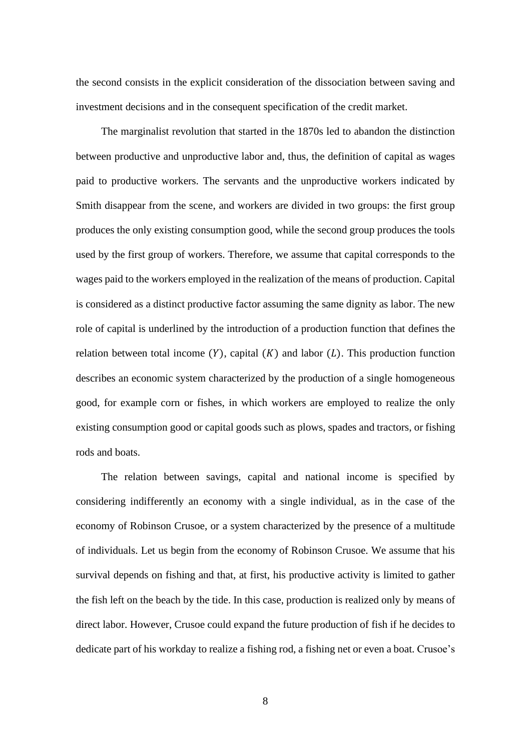the second consists in the explicit consideration of the dissociation between saving and investment decisions and in the consequent specification of the credit market.

The marginalist revolution that started in the 1870s led to abandon the distinction between productive and unproductive labor and, thus, the definition of capital as wages paid to productive workers. The servants and the unproductive workers indicated by Smith disappear from the scene, and workers are divided in two groups: the first group produces the only existing consumption good, while the second group produces the tools used by the first group of workers. Therefore, we assume that capital corresponds to the wages paid to the workers employed in the realization of the means of production. Capital is considered as a distinct productive factor assuming the same dignity as labor. The new role of capital is underlined by the introduction of a production function that defines the relation between total income $(Y)$, capital $(K)$ and labor $(L)$. This production function describes an economic system characterized by the production of a single homogeneous good, for example corn or fishes, in which workers are employed to realize the only existing consumption good or capital goods such as plows, spades and tractors, or fishing rods and boats.

The relation between savings, capital and national income is specified by considering indifferently an economy with a single individual, as in the case of the economy of Robinson Crusoe, or a system characterized by the presence of a multitude of individuals. Let us begin from the economy of Robinson Crusoe. We assume that his survival depends on fishing and that, at first, his productive activity is limited to gather the fish left on the beach by the tide. In this case, production is realized only by means of direct labor. However, Crusoe could expand the future production of fish if he decides to dedicate part of his workday to realize a fishing rod, a fishing net or even a boat. Crusoe's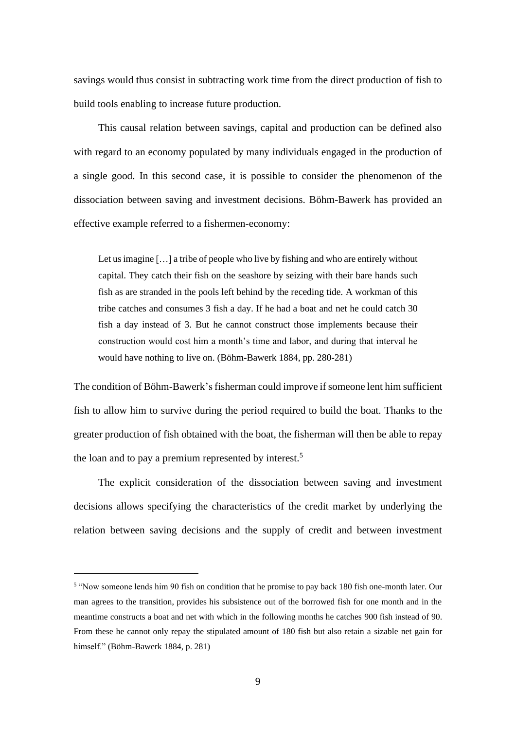savings would thus consist in subtracting work time from the direct production of fish to build tools enabling to increase future production.

This causal relation between savings, capital and production can be defined also with regard to an economy populated by many individuals engaged in the production of a single good. In this second case, it is possible to consider the phenomenon of the dissociation between saving and investment decisions. Böhm-Bawerk has provided an effective example referred to a fishermen-economy:

> Let us imagine […] a tribe of people who live by fishing and who are entirely without capital. They catch their fish on the seashore by seizing with their bare hands such fish as are stranded in the pools left behind by the receding tide. A workman of this tribe catches and consumes 3 fish a day. If he had a boat and net he could catch 30 fish a day instead of 3. But he cannot construct those implements because their construction would cost him a month's time and labor, and during that interval he would have nothing to live on. (Böhm-Bawerk 1884, pp. 280-281)

The condition of Böhm-Bawerk's fisherman could improve if someone lent him sufficient fish to allow him to survive during the period required to build the boat. Thanks to the greater production of fish obtained with the boat, the fisherman will then be able to repay the loan and to pay a premium represented by interest.[5]

The explicit consideration of the dissociation between saving and investment decisions allows specifying the characteristics of the credit market by underlying the relation between saving decisions and the supply of credit and between investment

---

[5] "Now someone lends him 90 fish on condition that he promise to pay back 180 fish one-month later. Our man agrees to the transition, provides his subsistence out of the borrowed fish for one month and in the meantime constructs a boat and net with which in the following months he catches 900 fish instead of 90. From these he cannot only repay the stipulated amount of 180 fish but also retain a sizable net gain for himself." (Böhm-Bawerk 1884, p. 281)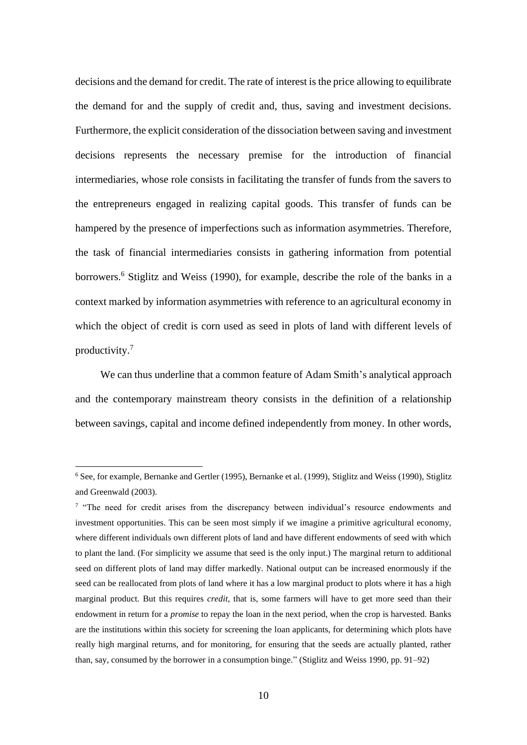decisions and the demand for credit. The rate of interest is the price allowing to equilibrate the demand for and the supply of credit and, thus, saving and investment decisions. Furthermore, the explicit consideration of the dissociation between saving and investment decisions represents the necessary premise for the introduction of financial intermediaries, whose role consists in facilitating the transfer of funds from the savers to the entrepreneurs engaged in realizing capital goods. This transfer of funds can be hampered by the presence of imperfections such as information asymmetries. Therefore, the task of financial intermediaries consists in gathering information from potential borrowers.[6] Stiglitz and Weiss (1990), for example, describe the role of the banks in a context marked by information asymmetries with reference to an agricultural economy in which the object of credit is corn used as seed in plots of land with different levels of productivity.[7]

We can thus underline that a common feature of Adam Smith's analytical approach and the contemporary mainstream theory consists in the definition of a relationship between savings, capital and income defined independently from money. In other words,

---

[6] See, for example, Bernanke and Gertler (1995), Bernanke et al. (1999), Stiglitz and Weiss (1990), Stiglitz and Greenwald (2003).

[7] "The need for credit arises from the discrepancy between individual's resource endowments and investment opportunities. This can be seen most simply if we imagine a primitive agricultural economy, where different individuals own different plots of land and have different endowments of seed with which to plant the land. (For simplicity we assume that seed is the only input.) The marginal return to additional seed on different plots of land may differ markedly. National output can be increased enormously if the seed can be reallocated from plots of land where it has a low marginal product to plots where it has a high marginal product. But this requires *credit*, that is, some farmers will have to get more seed than their endowment in return for a *promise* to repay the loan in the next period, when the crop is harvested. Banks are the institutions within this society for screening the loan applicants, for determining which plots have really high marginal returns, and for monitoring, for ensuring that the seeds are actually planted, rather than, say, consumed by the borrower in a consumption binge." (Stiglitz and Weiss 1990, pp. 91–92)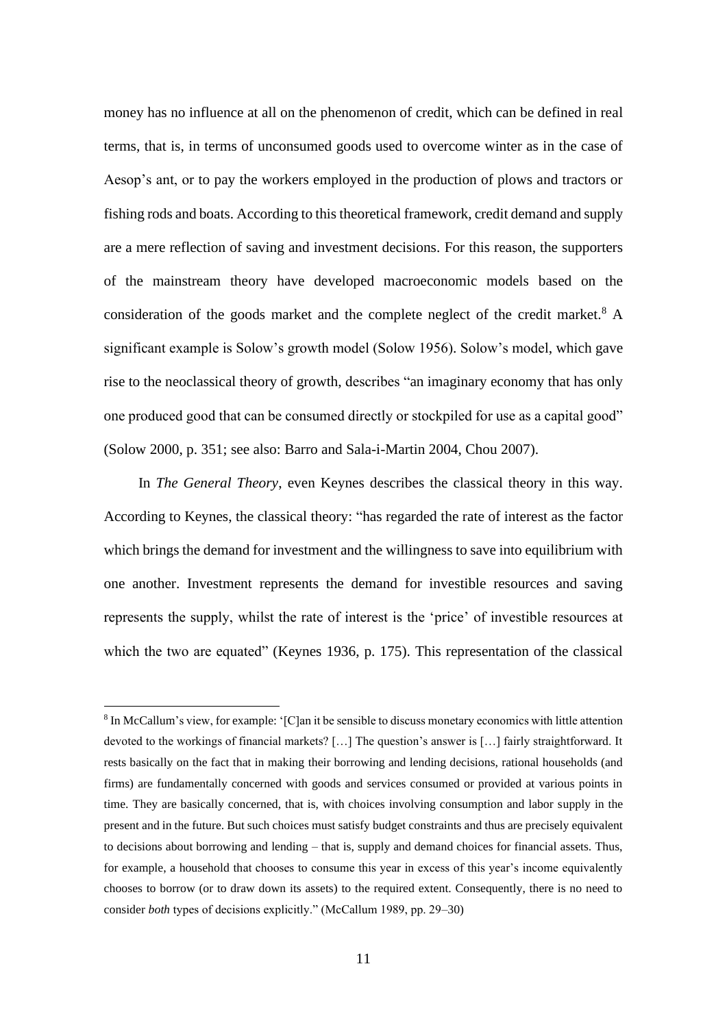money has no influence at all on the phenomenon of credit, which can be defined in real terms, that is, in terms of unconsumed goods used to overcome winter as in the case of Aesop's ant, or to pay the workers employed in the production of plows and tractors or fishing rods and boats. According to this theoretical framework, credit demand and supply are a mere reflection of saving and investment decisions. For this reason, the supporters of the mainstream theory have developed macroeconomic models based on the consideration of the goods market and the complete neglect of the credit market.[8] A significant example is Solow's growth model (Solow 1956). Solow's model, which gave rise to the neoclassical theory of growth, describes "an imaginary economy that has only one produced good that can be consumed directly or stockpiled for use as a capital good" (Solow 2000, p. 351; see also: Barro and Sala-i-Martin 2004, Chou 2007).

In *The General Theory*, even Keynes describes the classical theory in this way. According to Keynes, the classical theory: "has regarded the rate of interest as the factor which brings the demand for investment and the willingness to save into equilibrium with one another. Investment represents the demand for investible resources and saving represents the supply, whilst the rate of interest is the 'price' of investible resources at which the two are equated" (Keynes 1936, p. 175). This representation of the classical

[8] In McCallum's view, for example: '[C]an it be sensible to discuss monetary economics with little attention devoted to the workings of financial markets? […] The question's answer is […] fairly straightforward. It rests basically on the fact that in making their borrowing and lending decisions, rational households (and firms) are fundamentally concerned with goods and services consumed or provided at various points in time. They are basically concerned, that is, with choices involving consumption and labor supply in the present and in the future. But such choices must satisfy budget constraints and thus are precisely equivalent to decisions about borrowing and lending – that is, supply and demand choices for financial assets. Thus, for example, a household that chooses to consume this year in excess of this year's income equivalently chooses to borrow (or to draw down its assets) to the required extent. Consequently, there is no need to consider *both* types of decisions explicitly." (McCallum 1989, pp. 29–30)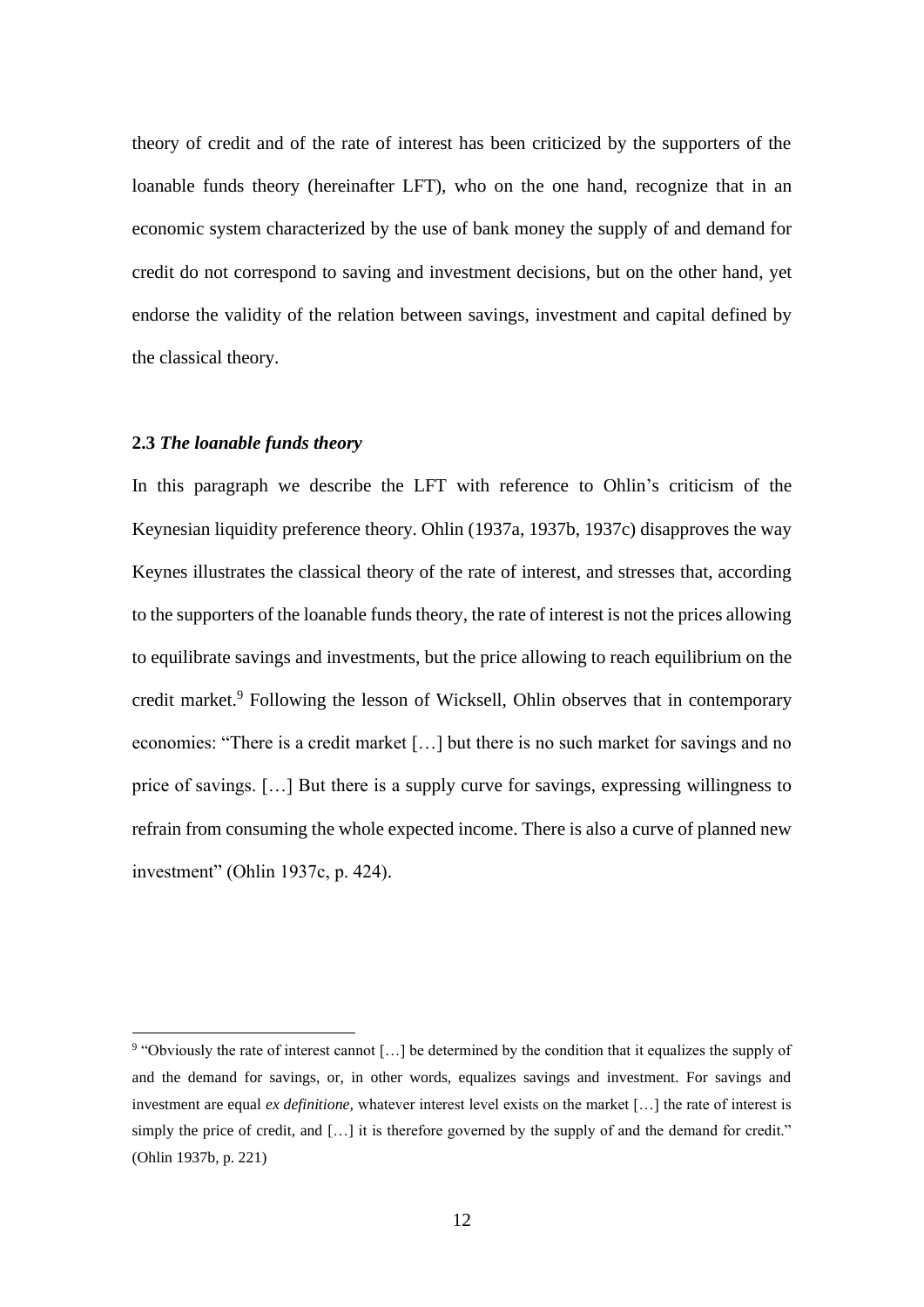theory of credit and of the rate of interest has been criticized by the supporters of the loanable funds theory (hereinafter LFT), who on the one hand, recognize that in an economic system characterized by the use of bank money the supply of and demand for credit do not correspond to saving and investment decisions, but on the other hand, yet endorse the validity of the relation between savings, investment and capital defined by the classical theory.

### 2.3 *The loanable funds theory*

In this paragraph we describe the LFT with reference to Ohlin's criticism of the Keynesian liquidity preference theory. Ohlin (1937a, 1937b, 1937c) disapproves the way Keynes illustrates the classical theory of the rate of interest, and stresses that, according to the supporters of the loanable funds theory, the rate of interest is not the prices allowing to equilibrate savings and investments, but the price allowing to reach equilibrium on the credit market.[9] Following the lesson of Wicksell, Ohlin observes that in contemporary economies: "There is a credit market […] but there is no such market for savings and no price of savings. […] But there is a supply curve for savings, expressing willingness to refrain from consuming the whole expected income. There is also a curve of planned new investment" (Ohlin 1937c, p. 424).

[9] "Obviously the rate of interest cannot […] be determined by the condition that it equalizes the supply of and the demand for savings, or, in other words, equalizes savings and investment. For savings and investment are equal *ex definitione*, whatever interest level exists on the market […] the rate of interest is simply the price of credit, and […] it is therefore governed by the supply of and the demand for credit." (Ohlin 1937b, p. 221)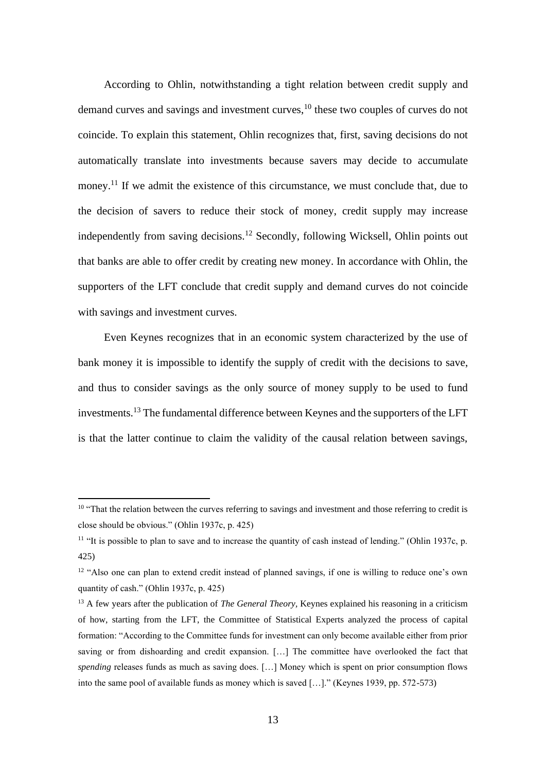According to Ohlin, notwithstanding a tight relation between credit supply and demand curves and savings and investment curves,[10] these two couples of curves do not coincide. To explain this statement, Ohlin recognizes that, first, saving decisions do not automatically translate into investments because savers may decide to accumulate money.[11] If we admit the existence of this circumstance, we must conclude that, due to the decision of savers to reduce their stock of money, credit supply may increase independently from saving decisions.[12] Secondly, following Wicksell, Ohlin points out that banks are able to offer credit by creating new money. In accordance with Ohlin, the supporters of the LFT conclude that credit supply and demand curves do not coincide with savings and investment curves.

Even Keynes recognizes that in an economic system characterized by the use of bank money it is impossible to identify the supply of credit with the decisions to save, and thus to consider savings as the only source of money supply to be used to fund investments.[13] The fundamental difference between Keynes and the supporters of the LFT is that the latter continue to claim the validity of the causal relation between savings,

---

[10] "That the relation between the curves referring to savings and investment and those referring to credit is close should be obvious." (Ohlin 1937c, p. 425)

[11] "It is possible to plan to save and to increase the quantity of cash instead of lending." (Ohlin 1937c, p. 425)

[12] "Also one can plan to extend credit instead of planned savings, if one is willing to reduce one's own quantity of cash." (Ohlin 1937c, p. 425)

[13] A few years after the publication of *The General Theory*, Keynes explained his reasoning in a criticism of how, starting from the LFT, the Committee of Statistical Experts analyzed the process of capital formation: "According to the Committee funds for investment can only become available either from prior saving or from dishoarding and credit expansion. […] The committee have overlooked the fact that *spending* releases funds as much as saving does. […] Money which is spent on prior consumption flows into the same pool of available funds as money which is saved […]." (Keynes 1939, pp. 572-573)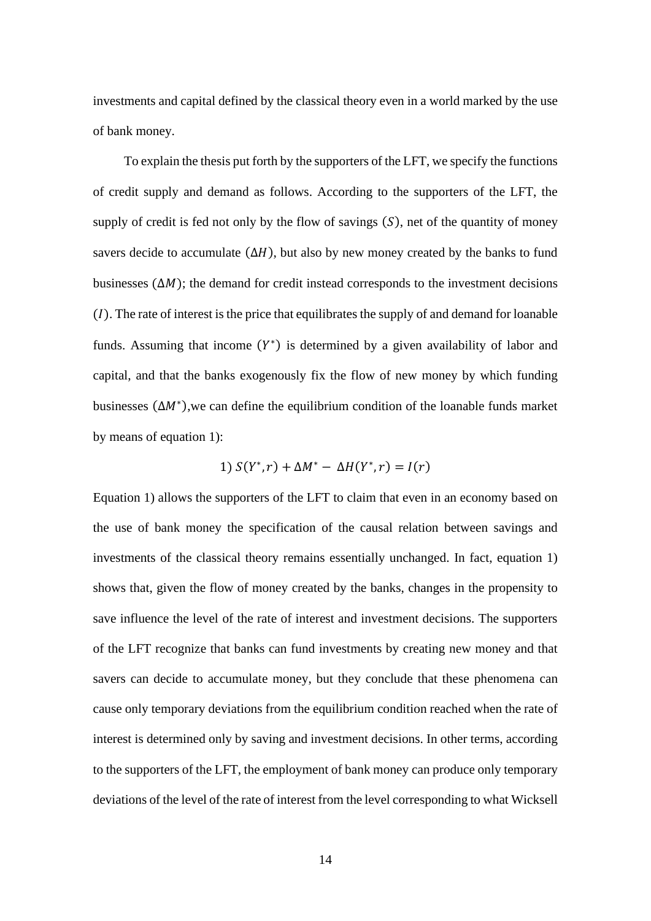investments and capital defined by the classical theory even in a world marked by the use of bank money.

To explain the thesis put forth by the supporters of the LFT, we specify the functions of credit supply and demand as follows. According to the supporters of the LFT, the supply of credit is fed not only by the flow of savings $(S)$, net of the quantity of money savers decide to accumulate $(\Delta H)$, but also by new money created by the banks to fund businesses $(\Delta M)$; the demand for credit instead corresponds to the investment decisions $(I)$. The rate of interest is the price that equilibrates the supply of and demand for loanable funds. Assuming that income $(Y^{*})$ is determined by a given availability of labor and capital, and that the banks exogenously fix the flow of new money by which funding businesses $(\Delta M^{*})$,we can define the equilibrium condition of the loanable funds market by means of equation 1):

$$1)\ S(Y^{*}, r) + \Delta M^{*} - \Delta H(Y^{*}, r) = I(r)$$

Equation 1) allows the supporters of the LFT to claim that even in an economy based on the use of bank money the specification of the causal relation between savings and investments of the classical theory remains essentially unchanged. In fact, equation 1) shows that, given the flow of money created by the banks, changes in the propensity to save influence the level of the rate of interest and investment decisions. The supporters of the LFT recognize that banks can fund investments by creating new money and that savers can decide to accumulate money, but they conclude that these phenomena can cause only temporary deviations from the equilibrium condition reached when the rate of interest is determined only by saving and investment decisions. In other terms, according to the supporters of the LFT, the employment of bank money can produce only temporary deviations of the level of the rate of interest from the level corresponding to what Wicksell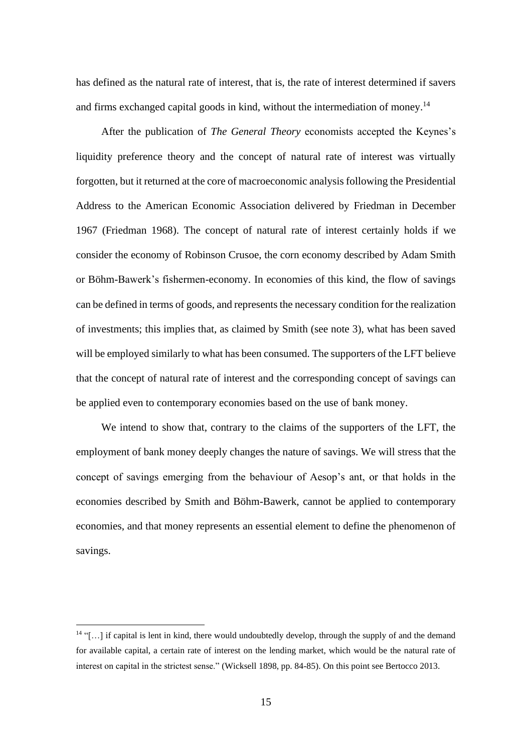has defined as the natural rate of interest, that is, the rate of interest determined if savers and firms exchanged capital goods in kind, without the intermediation of money.[14]

After the publication of *The General Theory* economists accepted the Keynes's liquidity preference theory and the concept of natural rate of interest was virtually forgotten, but it returned at the core of macroeconomic analysis following the Presidential Address to the American Economic Association delivered by Friedman in December 1967 (Friedman 1968). The concept of natural rate of interest certainly holds if we consider the economy of Robinson Crusoe, the corn economy described by Adam Smith or Böhm-Bawerk's fishermen-economy. In economies of this kind, the flow of savings can be defined in terms of goods, and represents the necessary condition for the realization of investments; this implies that, as claimed by Smith (see note 3), what has been saved will be employed similarly to what has been consumed. The supporters of the LFT believe that the concept of natural rate of interest and the corresponding concept of savings can be applied even to contemporary economies based on the use of bank money.

We intend to show that, contrary to the claims of the supporters of the LFT, the employment of bank money deeply changes the nature of savings. We will stress that the concept of savings emerging from the behaviour of Aesop's ant, or that holds in the economies described by Smith and Böhm-Bawerk, cannot be applied to contemporary economies, and that money represents an essential element to define the phenomenon of savings.

---

[14] "[…] if capital is lent in kind, there would undoubtedly develop, through the supply of and the demand for available capital, a certain rate of interest on the lending market, which would be the natural rate of interest on capital in the strictest sense." (Wicksell 1898, pp. 84-85). On this point see Bertocco 2013.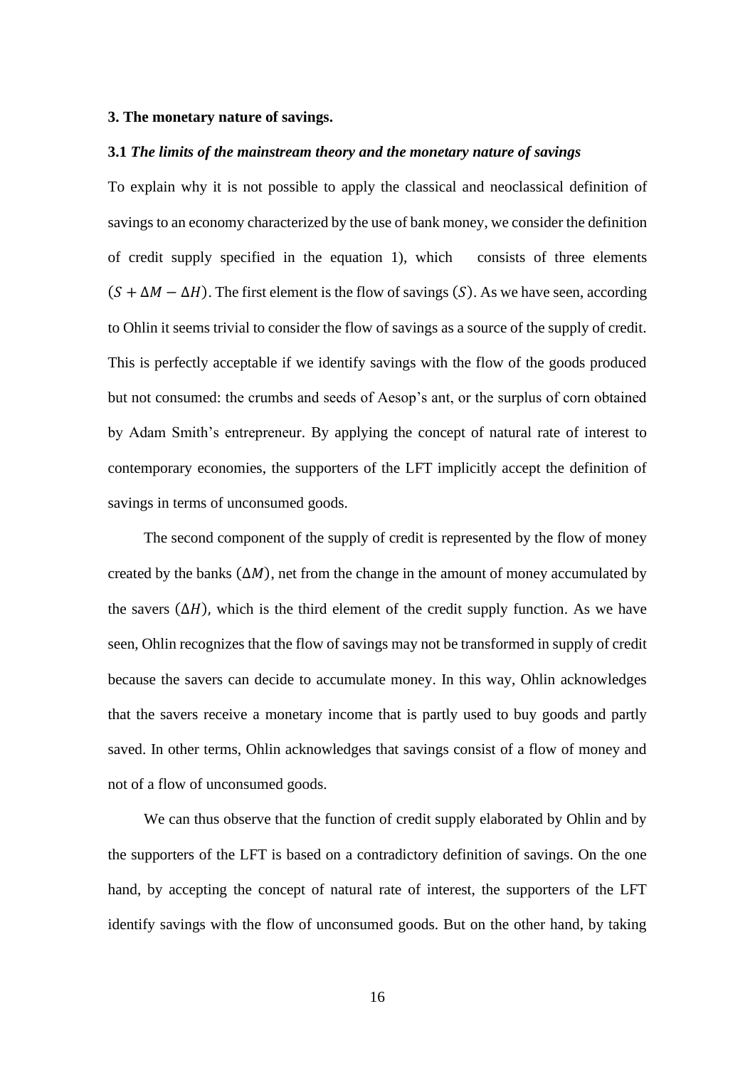## 3. The monetary nature of savings.

### 3.1 *The limits of the mainstream theory and the monetary nature of savings*

To explain why it is not possible to apply the classical and neoclassical definition of savings to an economy characterized by the use of bank money, we consider the definition of credit supply specified in the equation 1), which consists of three elements $(S + \Delta M - \Delta H)$. The first element is the flow of savings $(S)$. As we have seen, according to Ohlin it seems trivial to consider the flow of savings as a source of the supply of credit. This is perfectly acceptable if we identify savings with the flow of the goods produced but not consumed: the crumbs and seeds of Aesop's ant, or the surplus of corn obtained by Adam Smith's entrepreneur. By applying the concept of natural rate of interest to contemporary economies, the supporters of the LFT implicitly accept the definition of savings in terms of unconsumed goods.

The second component of the supply of credit is represented by the flow of money created by the banks $(\Delta M)$, net from the change in the amount of money accumulated by the savers $(\Delta H)$, which is the third element of the credit supply function. As we have seen, Ohlin recognizes that the flow of savings may not be transformed in supply of credit because the savers can decide to accumulate money. In this way, Ohlin acknowledges that the savers receive a monetary income that is partly used to buy goods and partly saved. In other terms, Ohlin acknowledges that savings consist of a flow of money and not of a flow of unconsumed goods.

We can thus observe that the function of credit supply elaborated by Ohlin and by the supporters of the LFT is based on a contradictory definition of savings. On the one hand, by accepting the concept of natural rate of interest, the supporters of the LFT identify savings with the flow of unconsumed goods. But on the other hand, by taking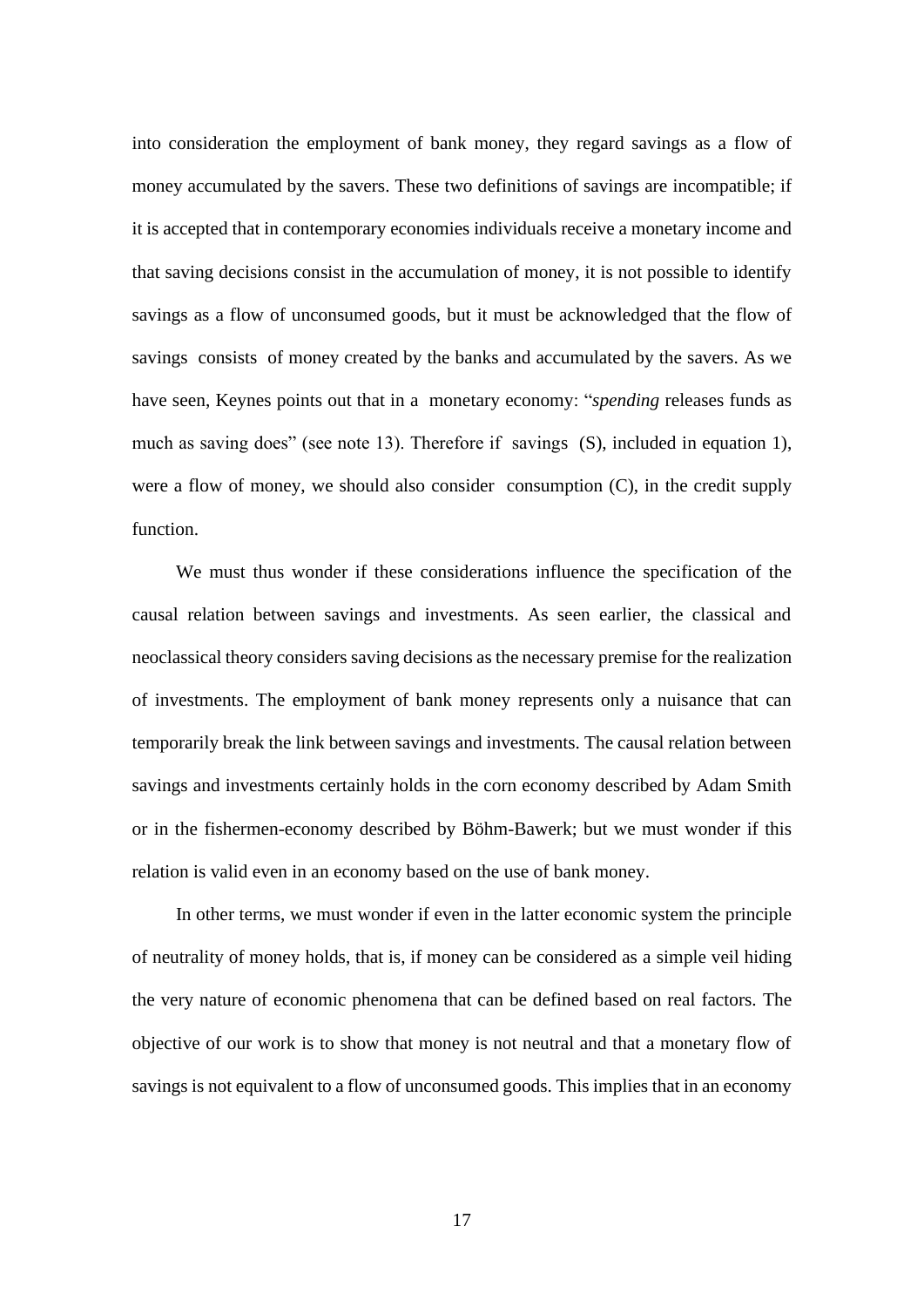into consideration the employment of bank money, they regard savings as a flow of money accumulated by the savers. These two definitions of savings are incompatible; if it is accepted that in contemporary economies individuals receive a monetary income and that saving decisions consist in the accumulation of money, it is not possible to identify savings as a flow of unconsumed goods, but it must be acknowledged that the flow of savings consists of money created by the banks and accumulated by the savers. As we have seen, Keynes points out that in a monetary economy: "*spending* releases funds as much as saving does" (see note 13). Therefore if savings (S), included in equation 1), were a flow of money, we should also consider consumption (C), in the credit supply function.

We must thus wonder if these considerations influence the specification of the causal relation between savings and investments. As seen earlier, the classical and neoclassical theory considers saving decisions as the necessary premise for the realization of investments. The employment of bank money represents only a nuisance that can temporarily break the link between savings and investments. The causal relation between savings and investments certainly holds in the corn economy described by Adam Smith or in the fishermen-economy described by Böhm-Bawerk; but we must wonder if this relation is valid even in an economy based on the use of bank money.

In other terms, we must wonder if even in the latter economic system the principle of neutrality of money holds, that is, if money can be considered as a simple veil hiding the very nature of economic phenomena that can be defined based on real factors. The objective of our work is to show that money is not neutral and that a monetary flow of savings is not equivalent to a flow of unconsumed goods. This implies that in an economy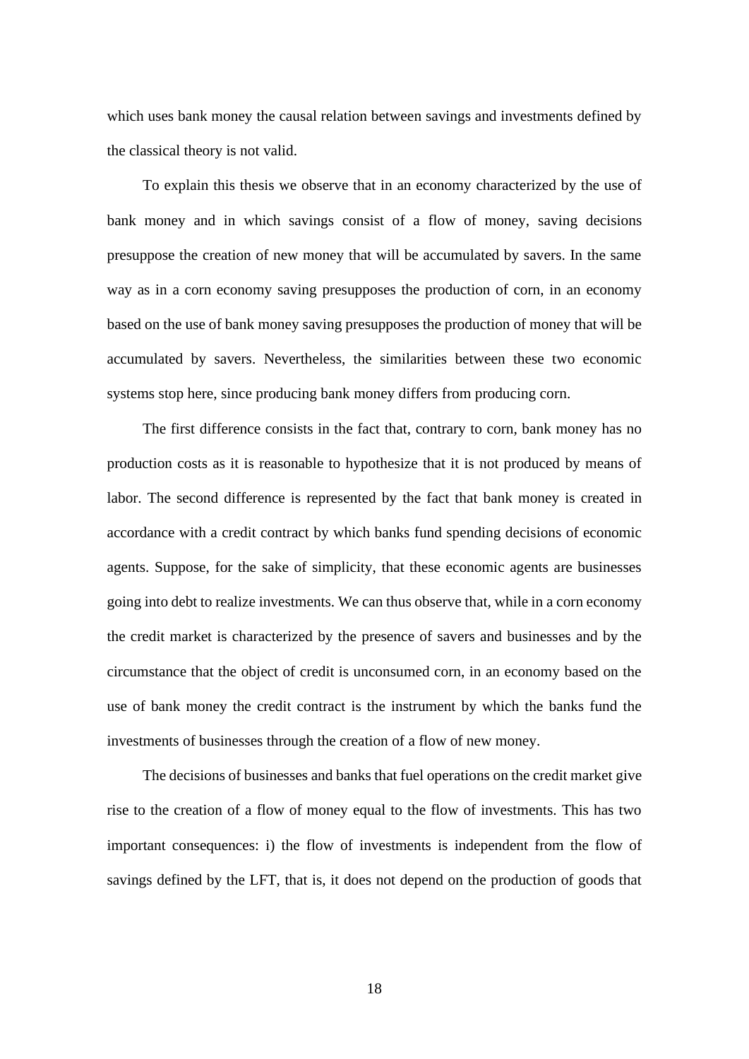which uses bank money the causal relation between savings and investments defined by the classical theory is not valid.

To explain this thesis we observe that in an economy characterized by the use of bank money and in which savings consist of a flow of money, saving decisions presuppose the creation of new money that will be accumulated by savers. In the same way as in a corn economy saving presupposes the production of corn, in an economy based on the use of bank money saving presupposes the production of money that will be accumulated by savers. Nevertheless, the similarities between these two economic systems stop here, since producing bank money differs from producing corn.

The first difference consists in the fact that, contrary to corn, bank money has no production costs as it is reasonable to hypothesize that it is not produced by means of labor. The second difference is represented by the fact that bank money is created in accordance with a credit contract by which banks fund spending decisions of economic agents. Suppose, for the sake of simplicity, that these economic agents are businesses going into debt to realize investments. We can thus observe that, while in a corn economy the credit market is characterized by the presence of savers and businesses and by the circumstance that the object of credit is unconsumed corn, in an economy based on the use of bank money the credit contract is the instrument by which the banks fund the investments of businesses through the creation of a flow of new money.

The decisions of businesses and banks that fuel operations on the credit market give rise to the creation of a flow of money equal to the flow of investments. This has two important consequences: i) the flow of investments is independent from the flow of savings defined by the LFT, that is, it does not depend on the production of goods that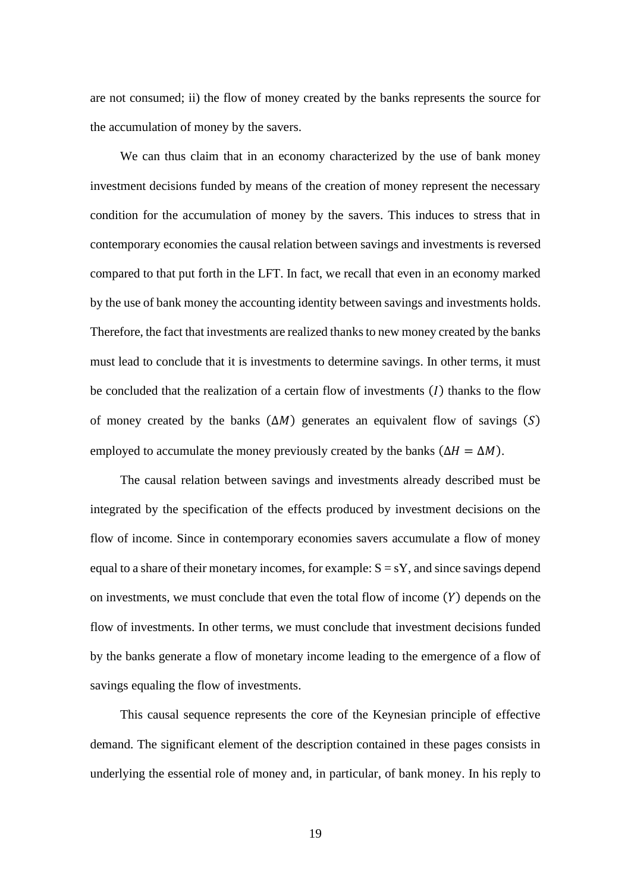are not consumed; ii) the flow of money created by the banks represents the source for the accumulation of money by the savers.

We can thus claim that in an economy characterized by the use of bank money investment decisions funded by means of the creation of money represent the necessary condition for the accumulation of money by the savers. This induces to stress that in contemporary economies the causal relation between savings and investments is reversed compared to that put forth in the LFT. In fact, we recall that even in an economy marked by the use of bank money the accounting identity between savings and investments holds. Therefore, the fact that investments are realized thanks to new money created by the banks must lead to conclude that it is investments to determine savings. In other terms, it must be concluded that the realization of a certain flow of investments $(I)$ thanks to the flow of money created by the banks $(\Delta M)$ generates an equivalent flow of savings $(S)$ employed to accumulate the money previously created by the banks $(\Delta H = \Delta M)$.

The causal relation between savings and investments already described must be integrated by the specification of the effects produced by investment decisions on the flow of income. Since in contemporary economies savers accumulate a flow of money equal to a share of their monetary incomes, for example: $S = sY$, and since savings depend on investments, we must conclude that even the total flow of income $(Y)$ depends on the flow of investments. In other terms, we must conclude that investment decisions funded by the banks generate a flow of monetary income leading to the emergence of a flow of savings equaling the flow of investments.

This causal sequence represents the core of the Keynesian principle of effective demand. The significant element of the description contained in these pages consists in underlying the essential role of money and, in particular, of bank money. In his reply to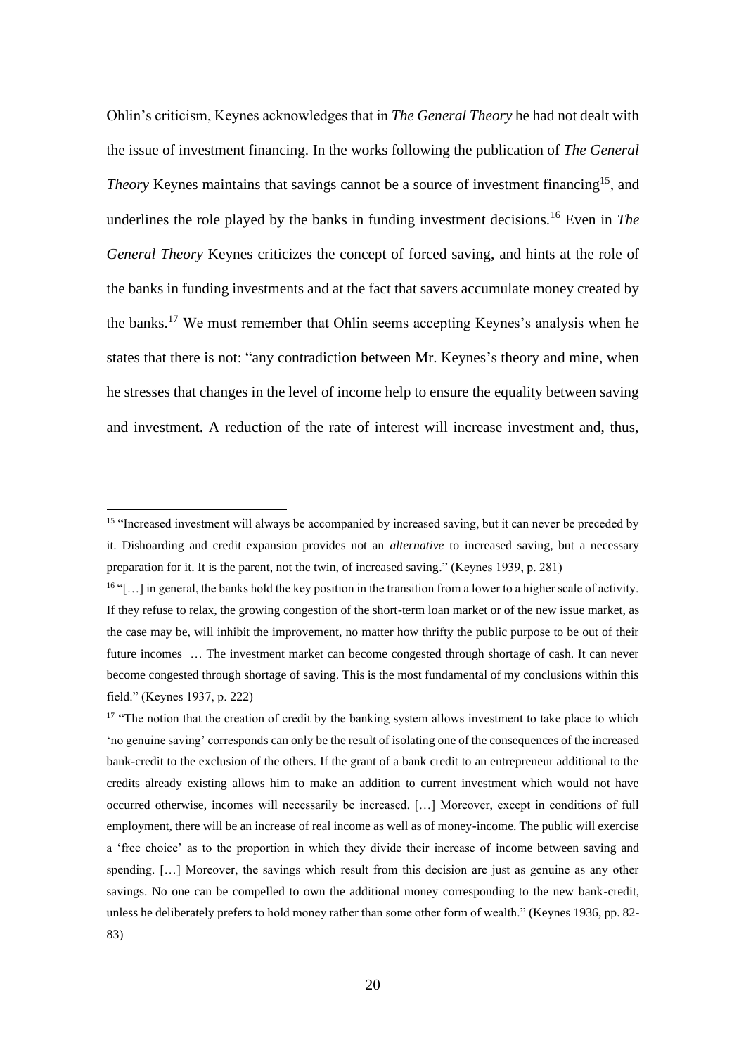Ohlin's criticism, Keynes acknowledges that in *The General Theory* he had not dealt with the issue of investment financing. In the works following the publication of *The General Theory* Keynes maintains that savings cannot be a source of investment financing[15], and underlines the role played by the banks in funding investment decisions.[16] Even in *The General Theory* Keynes criticizes the concept of forced saving, and hints at the role of the banks in funding investments and at the fact that savers accumulate money created by the banks.[17] We must remember that Ohlin seems accepting Keynes's analysis when he states that there is not: "any contradiction between Mr. Keynes's theory and mine, when he stresses that changes in the level of income help to ensure the equality between saving and investment. A reduction of the rate of interest will increase investment and, thus,

---

[15] "Increased investment will always be accompanied by increased saving, but it can never be preceded by it. Dishoarding and credit expansion provides not an *alternative* to increased saving, but a necessary preparation for it. It is the parent, not the twin, of increased saving." (Keynes 1939, p. 281)

[16] "[…] in general, the banks hold the key position in the transition from a lower to a higher scale of activity. If they refuse to relax, the growing congestion of the short-term loan market or of the new issue market, as the case may be, will inhibit the improvement, no matter how thrifty the public purpose to be out of their future incomes … The investment market can become congested through shortage of cash. It can never become congested through shortage of saving. This is the most fundamental of my conclusions within this field." (Keynes 1937, p. 222)

[17] "The notion that the creation of credit by the banking system allows investment to take place to which 'no genuine saving' corresponds can only be the result of isolating one of the consequences of the increased bank-credit to the exclusion of the others. If the grant of a bank credit to an entrepreneur additional to the credits already existing allows him to make an addition to current investment which would not have occurred otherwise, incomes will necessarily be increased. […] Moreover, except in conditions of full employment, there will be an increase of real income as well as of money-income. The public will exercise a 'free choice' as to the proportion in which they divide their increase of income between saving and spending. […] Moreover, the savings which result from this decision are just as genuine as any other savings. No one can be compelled to own the additional money corresponding to the new bank-credit, unless he deliberately prefers to hold money rather than some other form of wealth." (Keynes 1936, pp. 82-83)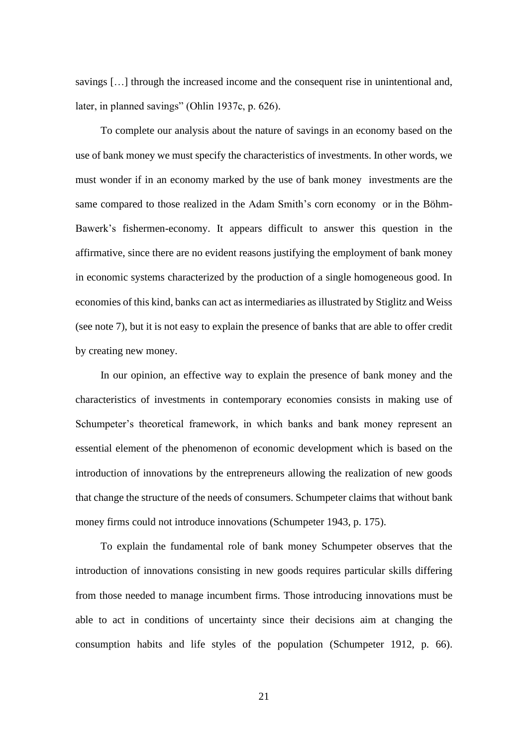savings […] through the increased income and the consequent rise in unintentional and, later, in planned savings" (Ohlin 1937c, p. 626).

To complete our analysis about the nature of savings in an economy based on the use of bank money we must specify the characteristics of investments. In other words, we must wonder if in an economy marked by the use of bank money investments are the same compared to those realized in the Adam Smith's corn economy or in the Böhm-Bawerk's fishermen-economy. It appears difficult to answer this question in the affirmative, since there are no evident reasons justifying the employment of bank money in economic systems characterized by the production of a single homogeneous good. In economies of this kind, banks can act as intermediaries as illustrated by Stiglitz and Weiss (see note 7), but it is not easy to explain the presence of banks that are able to offer credit by creating new money.

In our opinion, an effective way to explain the presence of bank money and the characteristics of investments in contemporary economies consists in making use of Schumpeter's theoretical framework, in which banks and bank money represent an essential element of the phenomenon of economic development which is based on the introduction of innovations by the entrepreneurs allowing the realization of new goods that change the structure of the needs of consumers. Schumpeter claims that without bank money firms could not introduce innovations (Schumpeter 1943, p. 175).

To explain the fundamental role of bank money Schumpeter observes that the introduction of innovations consisting in new goods requires particular skills differing from those needed to manage incumbent firms. Those introducing innovations must be able to act in conditions of uncertainty since their decisions aim at changing the consumption habits and life styles of the population (Schumpeter 1912, p. 66).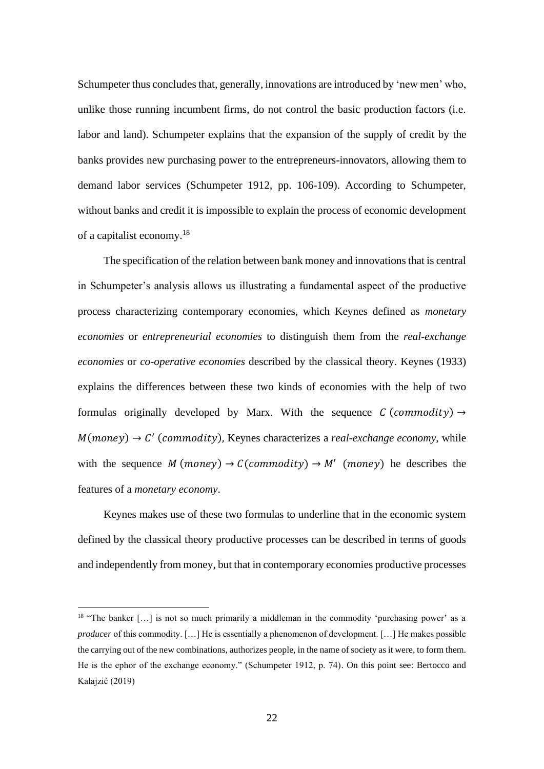Schumpeter thus concludes that, generally, innovations are introduced by 'new men' who, unlike those running incumbent firms, do not control the basic production factors (i.e. labor and land). Schumpeter explains that the expansion of the supply of credit by the banks provides new purchasing power to the entrepreneurs-innovators, allowing them to demand labor services (Schumpeter 1912, pp. 106-109). According to Schumpeter, without banks and credit it is impossible to explain the process of economic development of a capitalist economy.[18]

The specification of the relation between bank money and innovations that is central in Schumpeter's analysis allows us illustrating a fundamental aspect of the productive process characterizing contemporary economies, which Keynes defined as *monetary economies* or *entrepreneurial economies* to distinguish them from the *real-exchange economies* or *co-operative economies* described by the classical theory. Keynes (1933) explains the differences between these two kinds of economies with the help of two formulas originally developed by Marx. With the sequence $C\ (commodity) \rightarrow M(money) \rightarrow C'\ (commodity)$, Keynes characterizes a *real-exchange economy*, while with the sequence $M\ (money) \rightarrow C(commodity) \rightarrow M'\ \ (money)$ he describes the features of a *monetary economy*.

Keynes makes use of these two formulas to underline that in the economic system defined by the classical theory productive processes can be described in terms of goods and independently from money, but that in contemporary economies productive processes

[18] "The banker […] is not so much primarily a middleman in the commodity 'purchasing power' as a *producer* of this commodity. […] He is essentially a phenomenon of development. […] He makes possible the carrying out of the new combinations, authorizes people, in the name of society as it were, to form them. He is the ephor of the exchange economy." (Schumpeter 1912, p. 74). On this point see: Bertocco and Kalajzić (2019)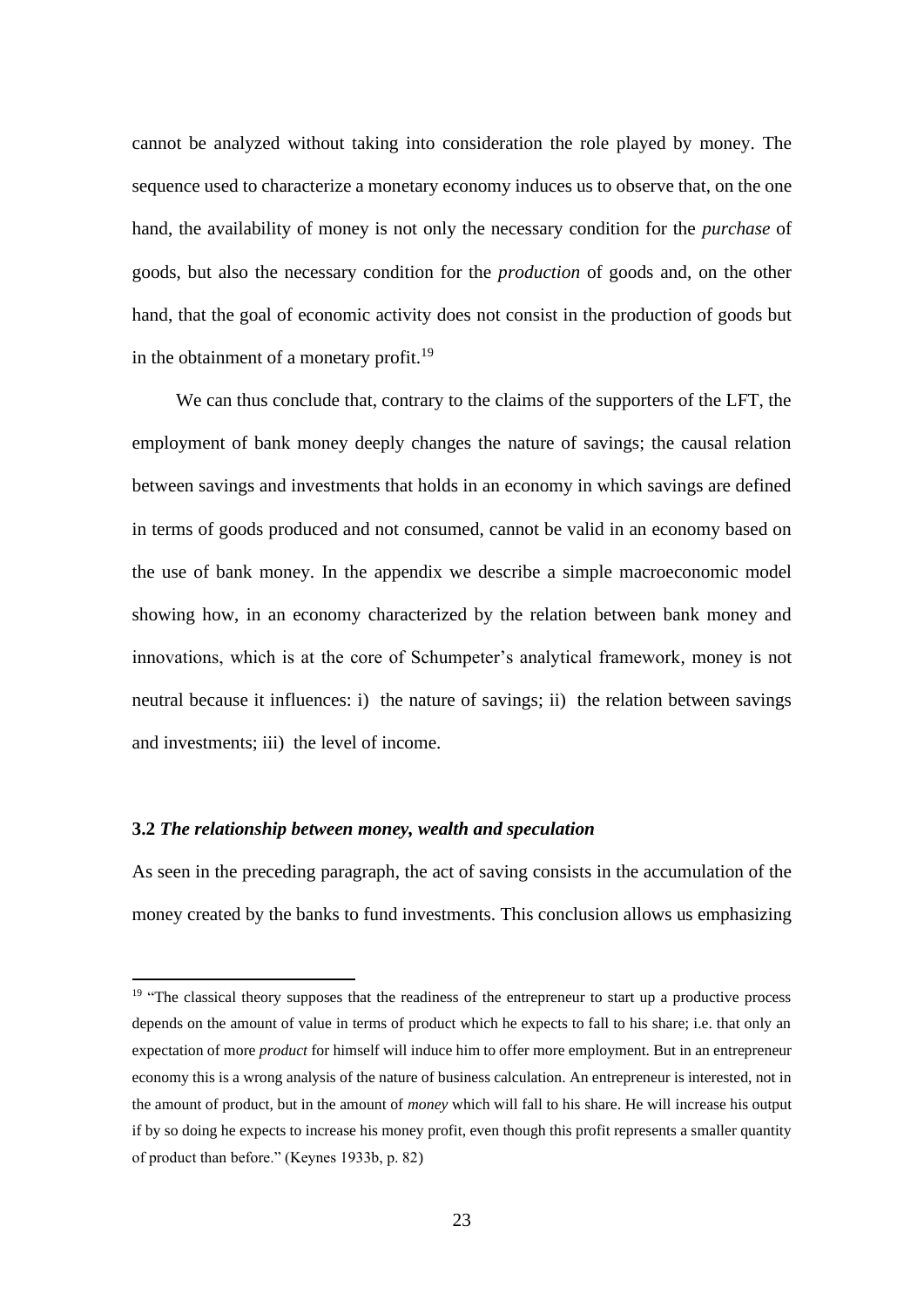cannot be analyzed without taking into consideration the role played by money. The sequence used to characterize a monetary economy induces us to observe that, on the one hand, the availability of money is not only the necessary condition for the *purchase* of goods, but also the necessary condition for the *production* of goods and, on the other hand, that the goal of economic activity does not consist in the production of goods but in the obtainment of a monetary profit.[19]

We can thus conclude that, contrary to the claims of the supporters of the LFT, the employment of bank money deeply changes the nature of savings; the causal relation between savings and investments that holds in an economy in which savings are defined in terms of goods produced and not consumed, cannot be valid in an economy based on the use of bank money. In the appendix we describe a simple macroeconomic model showing how, in an economy characterized by the relation between bank money and innovations, which is at the core of Schumpeter's analytical framework, money is not neutral because it influences: i) the nature of savings; ii) the relation between savings and investments; iii) the level of income.

### 3.2 *The relationship between money, wealth and speculation*

As seen in the preceding paragraph, the act of saving consists in the accumulation of the money created by the banks to fund investments. This conclusion allows us emphasizing

---

[19] "The classical theory supposes that the readiness of the entrepreneur to start up a productive process depends on the amount of value in terms of product which he expects to fall to his share; i.e. that only an expectation of more *product* for himself will induce him to offer more employment. But in an entrepreneur economy this is a wrong analysis of the nature of business calculation. An entrepreneur is interested, not in the amount of product, but in the amount of *money* which will fall to his share. He will increase his output if by so doing he expects to increase his money profit, even though this profit represents a smaller quantity of product than before." (Keynes 1933b, p. 82)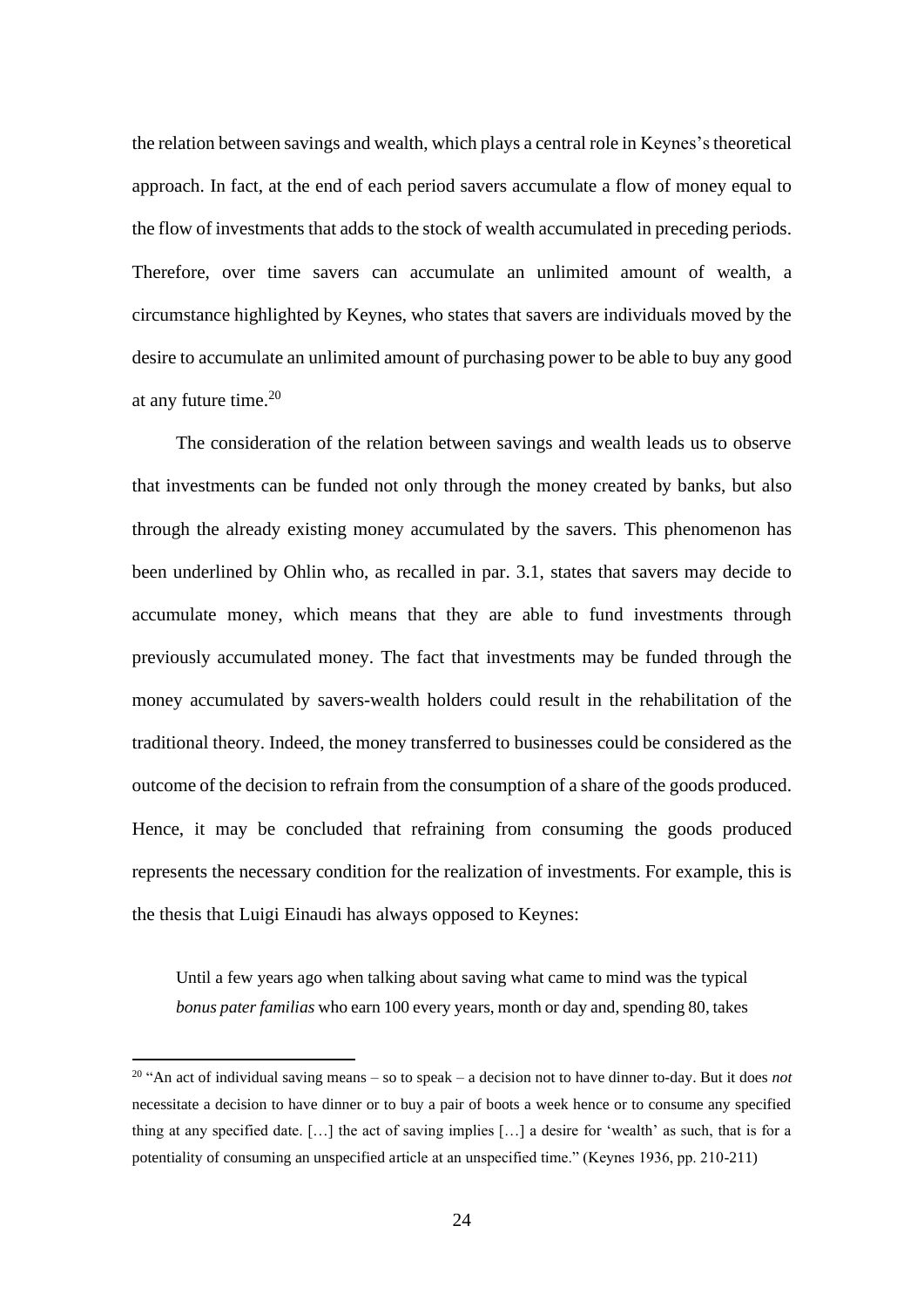the relation between savings and wealth, which plays a central role in Keynes's theoretical approach. In fact, at the end of each period savers accumulate a flow of money equal to the flow of investments that adds to the stock of wealth accumulated in preceding periods. Therefore, over time savers can accumulate an unlimited amount of wealth, a circumstance highlighted by Keynes, who states that savers are individuals moved by the desire to accumulate an unlimited amount of purchasing power to be able to buy any good at any future time.[20]

The consideration of the relation between savings and wealth leads us to observe that investments can be funded not only through the money created by banks, but also through the already existing money accumulated by the savers. This phenomenon has been underlined by Ohlin who, as recalled in par. 3.1, states that savers may decide to accumulate money, which means that they are able to fund investments through previously accumulated money. The fact that investments may be funded through the money accumulated by savers-wealth holders could result in the rehabilitation of the traditional theory. Indeed, the money transferred to businesses could be considered as the outcome of the decision to refrain from the consumption of a share of the goods produced. Hence, it may be concluded that refraining from consuming the goods produced represents the necessary condition for the realization of investments. For example, this is the thesis that Luigi Einaudi has always opposed to Keynes:

> Until a few years ago when talking about saving what came to mind was the typical *bonus pater familias* who earn 100 every years, month or day and, spending 80, takes

[20] "An act of individual saving means – so to speak – a decision not to have dinner to-day. But it does *not* necessitate a decision to have dinner or to buy a pair of boots a week hence or to consume any specified thing at any specified date. […] the act of saving implies […] a desire for 'wealth' as such, that is for a potentiality of consuming an unspecified article at an unspecified time." (Keynes 1936, pp. 210-211)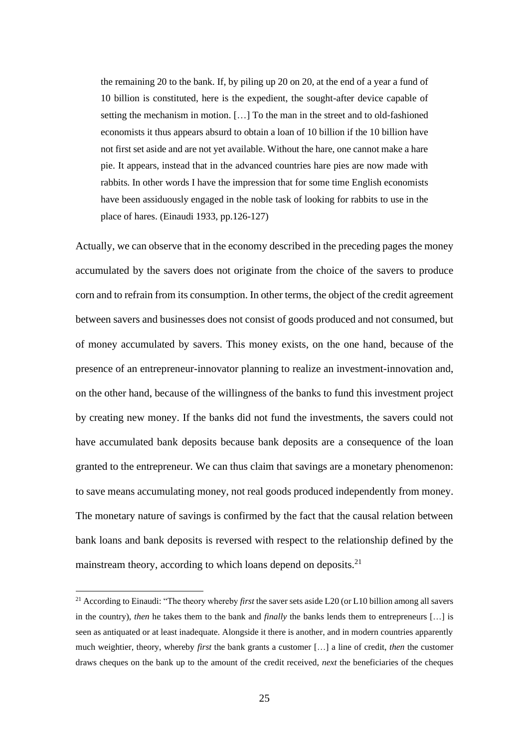> the remaining 20 to the bank. If, by piling up 20 on 20, at the end of a year a fund of 10 billion is constituted, here is the expedient, the sought-after device capable of setting the mechanism in motion. […] To the man in the street and to old-fashioned economists it thus appears absurd to obtain a loan of 10 billion if the 10 billion have not first set aside and are not yet available. Without the hare, one cannot make a hare pie. It appears, instead that in the advanced countries hare pies are now made with rabbits. In other words I have the impression that for some time English economists have been assiduously engaged in the noble task of looking for rabbits to use in the place of hares. (Einaudi 1933, pp.126-127)

Actually, we can observe that in the economy described in the preceding pages the money accumulated by the savers does not originate from the choice of the savers to produce corn and to refrain from its consumption. In other terms, the object of the credit agreement between savers and businesses does not consist of goods produced and not consumed, but of money accumulated by savers. This money exists, on the one hand, because of the presence of an entrepreneur-innovator planning to realize an investment-innovation and, on the other hand, because of the willingness of the banks to fund this investment project by creating new money. If the banks did not fund the investments, the savers could not have accumulated bank deposits because bank deposits are a consequence of the loan granted to the entrepreneur. We can thus claim that savings are a monetary phenomenon: to save means accumulating money, not real goods produced independently from money. The monetary nature of savings is confirmed by the fact that the causal relation between bank loans and bank deposits is reversed with respect to the relationship defined by the mainstream theory, according to which loans depend on deposits.[21]

[21] According to Einaudi: "The theory whereby *first* the saver sets aside L20 (or L10 billion among all savers in the country), *then* he takes them to the bank and *finally* the banks lends them to entrepreneurs […] is seen as antiquated or at least inadequate. Alongside it there is another, and in modern countries apparently much weightier, theory, whereby *first* the bank grants a customer […] a line of credit, *then* the customer draws cheques on the bank up to the amount of the credit received, *next* the beneficiaries of the cheques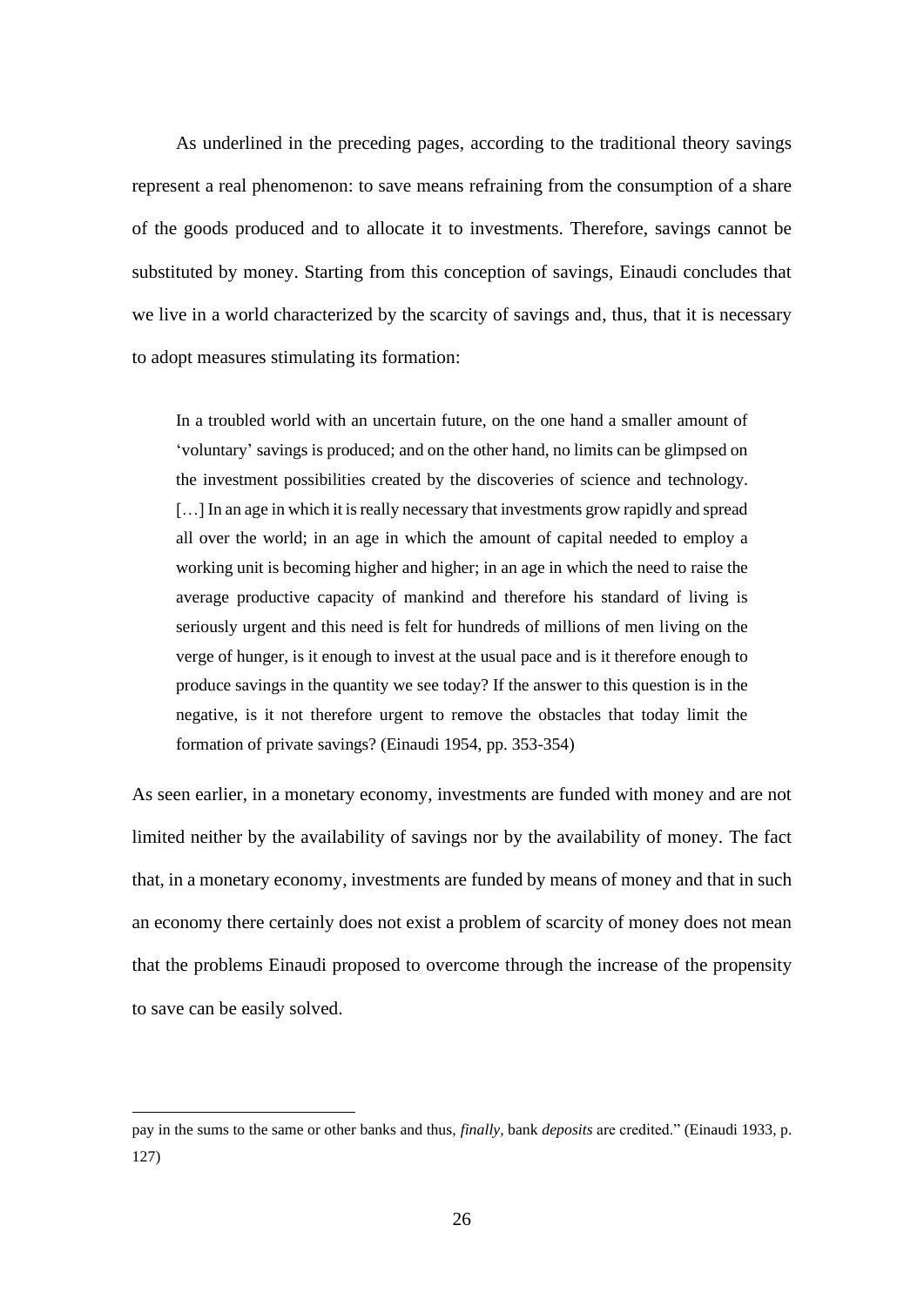As underlined in the preceding pages, according to the traditional theory savings represent a real phenomenon: to save means refraining from the consumption of a share of the goods produced and to allocate it to investments. Therefore, savings cannot be substituted by money. Starting from this conception of savings, Einaudi concludes that we live in a world characterized by the scarcity of savings and, thus, that it is necessary to adopt measures stimulating its formation:

> In a troubled world with an uncertain future, on the one hand a smaller amount of 'voluntary' savings is produced; and on the other hand, no limits can be glimpsed on the investment possibilities created by the discoveries of science and technology. […] In an age in which it is really necessary that investments grow rapidly and spread all over the world; in an age in which the amount of capital needed to employ a working unit is becoming higher and higher; in an age in which the need to raise the average productive capacity of mankind and therefore his standard of living is seriously urgent and this need is felt for hundreds of millions of men living on the verge of hunger, is it enough to invest at the usual pace and is it therefore enough to produce savings in the quantity we see today? If the answer to this question is in the negative, is it not therefore urgent to remove the obstacles that today limit the formation of private savings? (Einaudi 1954, pp. 353-354)

As seen earlier, in a monetary economy, investments are funded with money and are not limited neither by the availability of savings nor by the availability of money. The fact that, in a monetary economy, investments are funded by means of money and that in such an economy there certainly does not exist a problem of scarcity of money does not mean that the problems Einaudi proposed to overcome through the increase of the propensity to save can be easily solved.

---

pay in the sums to the same or other banks and thus, *finally*, bank *deposits* are credited." (Einaudi 1933, p. 127)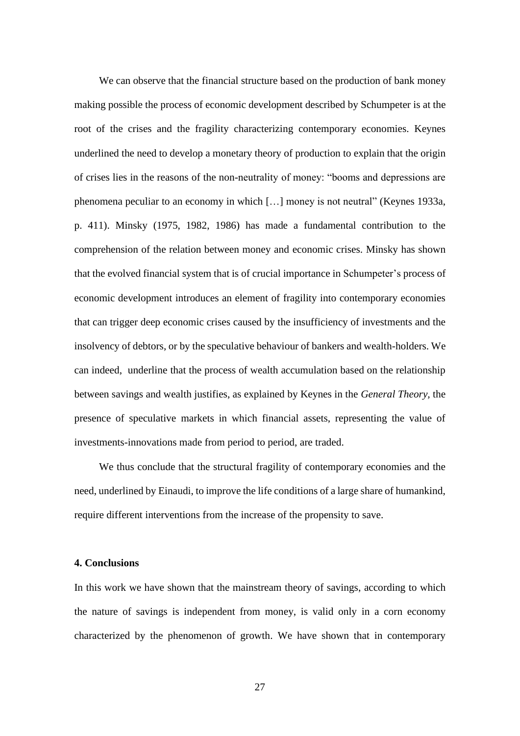We can observe that the financial structure based on the production of bank money making possible the process of economic development described by Schumpeter is at the root of the crises and the fragility characterizing contemporary economies. Keynes underlined the need to develop a monetary theory of production to explain that the origin of crises lies in the reasons of the non-neutrality of money: "booms and depressions are phenomena peculiar to an economy in which […] money is not neutral" (Keynes 1933a, p. 411). Minsky (1975, 1982, 1986) has made a fundamental contribution to the comprehension of the relation between money and economic crises. Minsky has shown that the evolved financial system that is of crucial importance in Schumpeter's process of economic development introduces an element of fragility into contemporary economies that can trigger deep economic crises caused by the insufficiency of investments and the insolvency of debtors, or by the speculative behaviour of bankers and wealth-holders. We can indeed, underline that the process of wealth accumulation based on the relationship between savings and wealth justifies, as explained by Keynes in the *General Theory*, the presence of speculative markets in which financial assets, representing the value of investments-innovations made from period to period, are traded.

We thus conclude that the structural fragility of contemporary economies and the need, underlined by Einaudi, to improve the life conditions of a large share of humankind, require different interventions from the increase of the propensity to save.

**4. Conclusions**

In this work we have shown that the mainstream theory of savings, according to which the nature of savings is independent from money, is valid only in a corn economy characterized by the phenomenon of growth. We have shown that in contemporary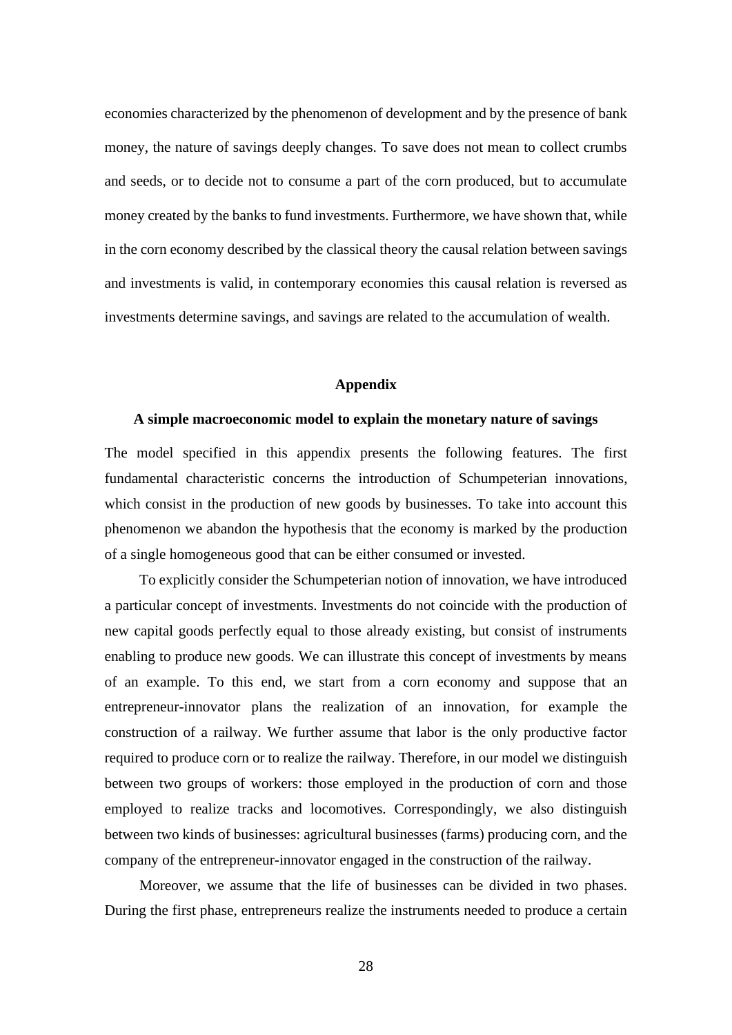economies characterized by the phenomenon of development and by the presence of bank money, the nature of savings deeply changes. To save does not mean to collect crumbs and seeds, or to decide not to consume a part of the corn produced, but to accumulate money created by the banks to fund investments. Furthermore, we have shown that, while in the corn economy described by the classical theory the causal relation between savings and investments is valid, in contemporary economies this causal relation is reversed as investments determine savings, and savings are related to the accumulation of wealth.

## Appendix

### A simple macroeconomic model to explain the monetary nature of savings

The model specified in this appendix presents the following features. The first fundamental characteristic concerns the introduction of Schumpeterian innovations, which consist in the production of new goods by businesses. To take into account this phenomenon we abandon the hypothesis that the economy is marked by the production of a single homogeneous good that can be either consumed or invested.

To explicitly consider the Schumpeterian notion of innovation, we have introduced a particular concept of investments. Investments do not coincide with the production of new capital goods perfectly equal to those already existing, but consist of instruments enabling to produce new goods. We can illustrate this concept of investments by means of an example. To this end, we start from a corn economy and suppose that an entrepreneur-innovator plans the realization of an innovation, for example the construction of a railway. We further assume that labor is the only productive factor required to produce corn or to realize the railway. Therefore, in our model we distinguish between two groups of workers: those employed in the production of corn and those employed to realize tracks and locomotives. Correspondingly, we also distinguish between two kinds of businesses: agricultural businesses (farms) producing corn, and the company of the entrepreneur-innovator engaged in the construction of the railway.

Moreover, we assume that the life of businesses can be divided in two phases. During the first phase, entrepreneurs realize the instruments needed to produce a certain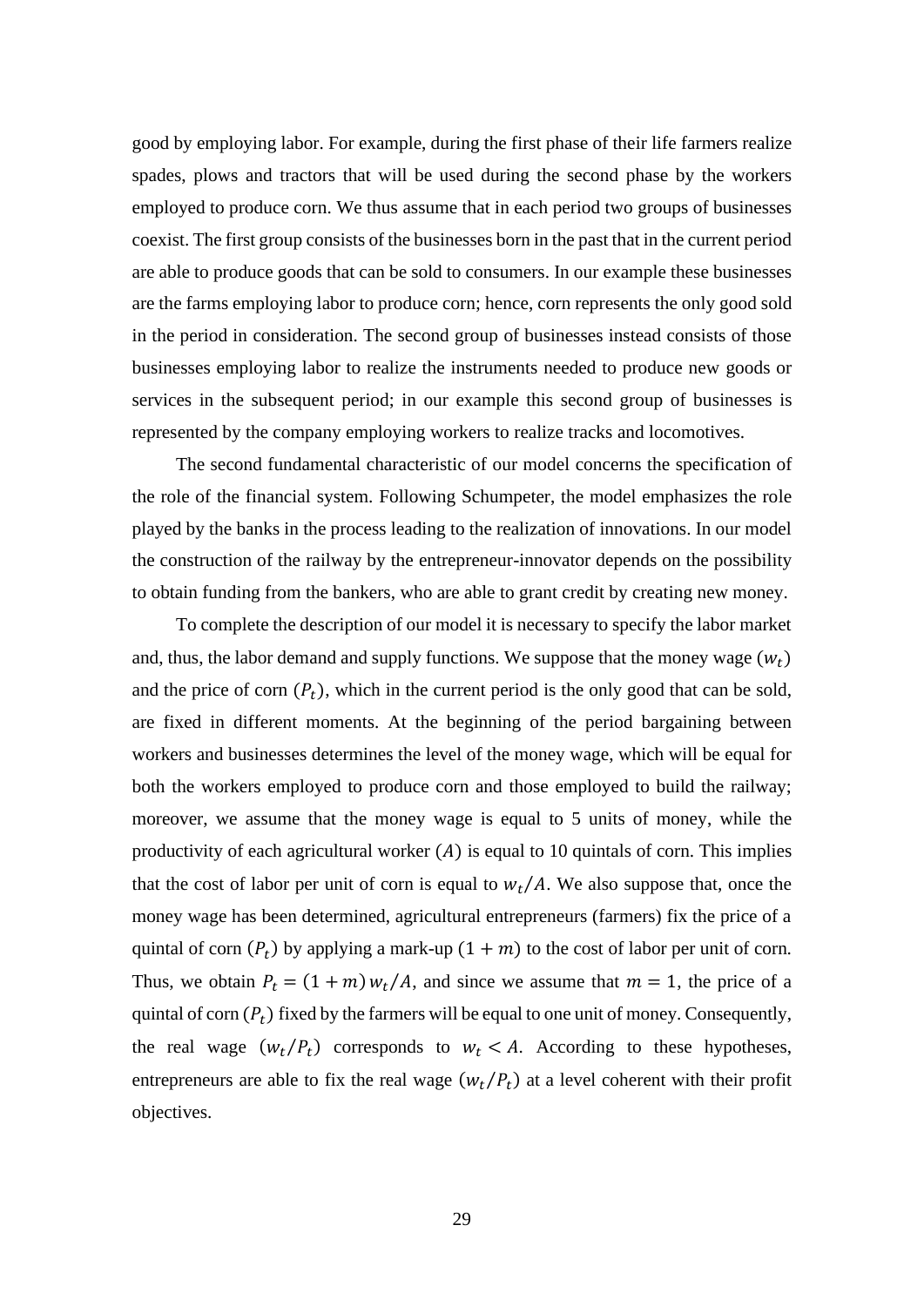good by employing labor. For example, during the first phase of their life farmers realize spades, plows and tractors that will be used during the second phase by the workers employed to produce corn. We thus assume that in each period two groups of businesses coexist. The first group consists of the businesses born in the past that in the current period are able to produce goods that can be sold to consumers. In our example these businesses are the farms employing labor to produce corn; hence, corn represents the only good sold in the period in consideration. The second group of businesses instead consists of those businesses employing labor to realize the instruments needed to produce new goods or services in the subsequent period; in our example this second group of businesses is represented by the company employing workers to realize tracks and locomotives.

The second fundamental characteristic of our model concerns the specification of the role of the financial system. Following Schumpeter, the model emphasizes the role played by the banks in the process leading to the realization of innovations. In our model the construction of the railway by the entrepreneur-innovator depends on the possibility to obtain funding from the bankers, who are able to grant credit by creating new money.

To complete the description of our model it is necessary to specify the labor market and, thus, the labor demand and supply functions. We suppose that the money wage ($w_t$) and the price of corn ($P_t$), which in the current period is the only good that can be sold, are fixed in different moments. At the beginning of the period bargaining between workers and businesses determines the level of the money wage, which will be equal for both the workers employed to produce corn and those employed to build the railway; moreover, we assume that the money wage is equal to 5 units of money, while the productivity of each agricultural worker ($A$) is equal to 10 quintals of corn. This implies that the cost of labor per unit of corn is equal to $w_t/A$. We also suppose that, once the money wage has been determined, agricultural entrepreneurs (farmers) fix the price of a quintal of corn ($P_t$) by applying a mark-up $(1 + m)$ to the cost of labor per unit of corn. Thus, we obtain $P_t = (1 + m)\, w_t/A$, and since we assume that $m = 1$, the price of a quintal of corn ($P_t$) fixed by the farmers will be equal to one unit of money. Consequently, the real wage ($w_t/P_t$) corresponds to $w_t < A$. According to these hypotheses, entrepreneurs are able to fix the real wage ($w_t/P_t$) at a level coherent with their profit objectives.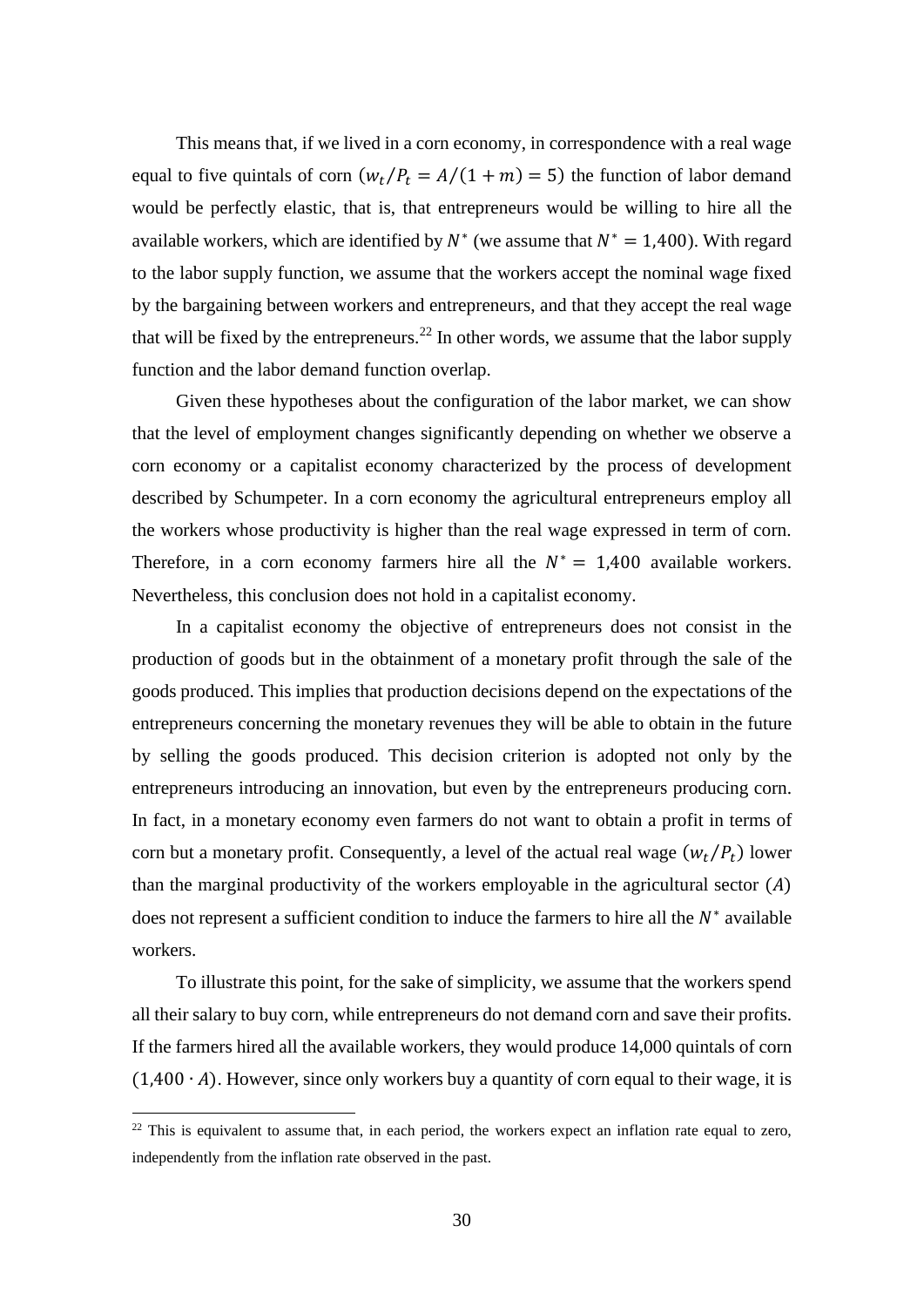This means that, if we lived in a corn economy, in correspondence with a real wage equal to five quintals of corn ($w_t/P_t = A/(1+m) = 5$) the function of labor demand would be perfectly elastic, that is, that entrepreneurs would be willing to hire all the available workers, which are identified by $N^*$ (we assume that $N^* = 1{,}400$). With regard to the labor supply function, we assume that the workers accept the nominal wage fixed by the bargaining between workers and entrepreneurs, and that they accept the real wage that will be fixed by the entrepreneurs.[22] In other words, we assume that the labor supply function and the labor demand function overlap.

Given these hypotheses about the configuration of the labor market, we can show that the level of employment changes significantly depending on whether we observe a corn economy or a capitalist economy characterized by the process of development described by Schumpeter. In a corn economy the agricultural entrepreneurs employ all the workers whose productivity is higher than the real wage expressed in term of corn. Therefore, in a corn economy farmers hire all the $N^* = 1{,}400$ available workers. Nevertheless, this conclusion does not hold in a capitalist economy.

In a capitalist economy the objective of entrepreneurs does not consist in the production of goods but in the obtainment of a monetary profit through the sale of the goods produced. This implies that production decisions depend on the expectations of the entrepreneurs concerning the monetary revenues they will be able to obtain in the future by selling the goods produced. This decision criterion is adopted not only by the entrepreneurs introducing an innovation, but even by the entrepreneurs producing corn. In fact, in a monetary economy even farmers do not want to obtain a profit in terms of corn but a monetary profit. Consequently, a level of the actual real wage ($w_t/P_t$) lower than the marginal productivity of the workers employable in the agricultural sector ($A$) does not represent a sufficient condition to induce the farmers to hire all the $N^*$ available workers.

To illustrate this point, for the sake of simplicity, we assume that the workers spend all their salary to buy corn, while entrepreneurs do not demand corn and save their profits. If the farmers hired all the available workers, they would produce 14,000 quintals of corn ($1{,}400 \cdot A$). However, since only workers buy a quantity of corn equal to their wage, it is

[22] This is equivalent to assume that, in each period, the workers expect an inflation rate equal to zero, independently from the inflation rate observed in the past.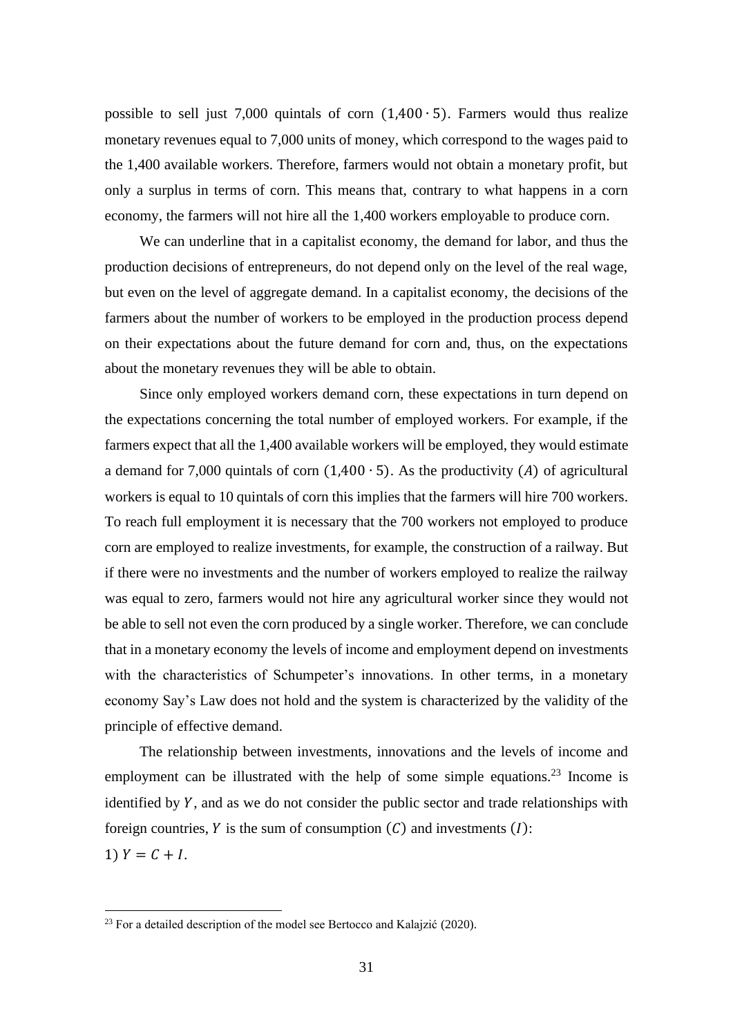possible to sell just 7,000 quintals of corn $(1{,}400 \cdot 5)$. Farmers would thus realize monetary revenues equal to 7,000 units of money, which correspond to the wages paid to the 1,400 available workers. Therefore, farmers would not obtain a monetary profit, but only a surplus in terms of corn. This means that, contrary to what happens in a corn economy, the farmers will not hire all the 1,400 workers employable to produce corn.

We can underline that in a capitalist economy, the demand for labor, and thus the production decisions of entrepreneurs, do not depend only on the level of the real wage, but even on the level of aggregate demand. In a capitalist economy, the decisions of the farmers about the number of workers to be employed in the production process depend on their expectations about the future demand for corn and, thus, on the expectations about the monetary revenues they will be able to obtain.

Since only employed workers demand corn, these expectations in turn depend on the expectations concerning the total number of employed workers. For example, if the farmers expect that all the 1,400 available workers will be employed, they would estimate a demand for 7,000 quintals of corn $(1{,}400 \cdot 5)$. As the productivity $(A)$ of agricultural workers is equal to 10 quintals of corn this implies that the farmers will hire 700 workers. To reach full employment it is necessary that the 700 workers not employed to produce corn are employed to realize investments, for example, the construction of a railway. But if there were no investments and the number of workers employed to realize the railway was equal to zero, farmers would not hire any agricultural worker since they would not be able to sell not even the corn produced by a single worker. Therefore, we can conclude that in a monetary economy the levels of income and employment depend on investments with the characteristics of Schumpeter's innovations. In other terms, in a monetary economy Say's Law does not hold and the system is characterized by the validity of the principle of effective demand.

The relationship between investments, innovations and the levels of income and employment can be illustrated with the help of some simple equations.[23] Income is identified by $Y$, and as we do not consider the public sector and trade relationships with foreign countries, $Y$ is the sum of consumption $(C)$ and investments $(I)$:

1) $Y = C + I$.

[23] For a detailed description of the model see Bertocco and Kalajzić (2020).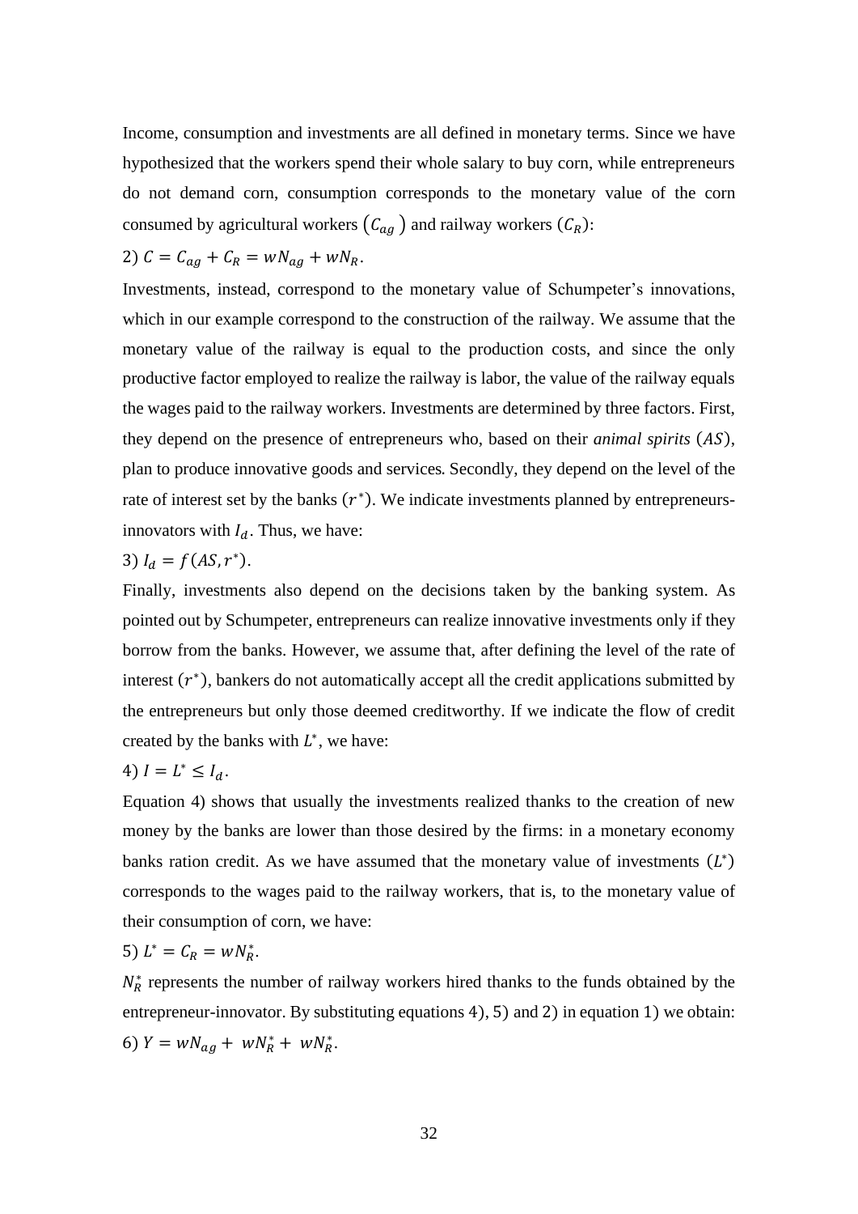Income, consumption and investments are all defined in monetary terms. Since we have hypothesized that the workers spend their whole salary to buy corn, while entrepreneurs do not demand corn, consumption corresponds to the monetary value of the corn consumed by agricultural workers $(C_{ag})$ and railway workers $(C_R)$:

2) $C = C_{ag} + C_R = wN_{ag} + wN_R$.

Investments, instead, correspond to the monetary value of Schumpeter's innovations, which in our example correspond to the construction of the railway. We assume that the monetary value of the railway is equal to the production costs, and since the only productive factor employed to realize the railway is labor, the value of the railway equals the wages paid to the railway workers. Investments are determined by three factors. First, they depend on the presence of entrepreneurs who, based on their *animal spirits* $(AS)$, plan to produce innovative goods and services. Secondly, they depend on the level of the rate of interest set by the banks $(r^*)$. We indicate investments planned by entrepreneurs-innovators with $I_d$. Thus, we have:

3) $I_d = f(AS, r^*)$.

Finally, investments also depend on the decisions taken by the banking system. As pointed out by Schumpeter, entrepreneurs can realize innovative investments only if they borrow from the banks. However, we assume that, after defining the level of the rate of interest $(r^*)$, bankers do not automatically accept all the credit applications submitted by the entrepreneurs but only those deemed creditworthy. If we indicate the flow of credit created by the banks with $L^*$, we have:

4) $I = L^* \leq I_d$.

Equation 4) shows that usually the investments realized thanks to the creation of new money by the banks are lower than those desired by the firms: in a monetary economy banks ration credit. As we have assumed that the monetary value of investments $(L^*)$ corresponds to the wages paid to the railway workers, that is, to the monetary value of their consumption of corn, we have:

5) $L^* = C_R = wN_R^*$.

$N_R^*$ represents the number of railway workers hired thanks to the funds obtained by the entrepreneur-innovator. By substituting equations 4), 5) and 2) in equation 1) we obtain:

6) $Y = wN_{ag} + wN_R^* + wN_R^*$.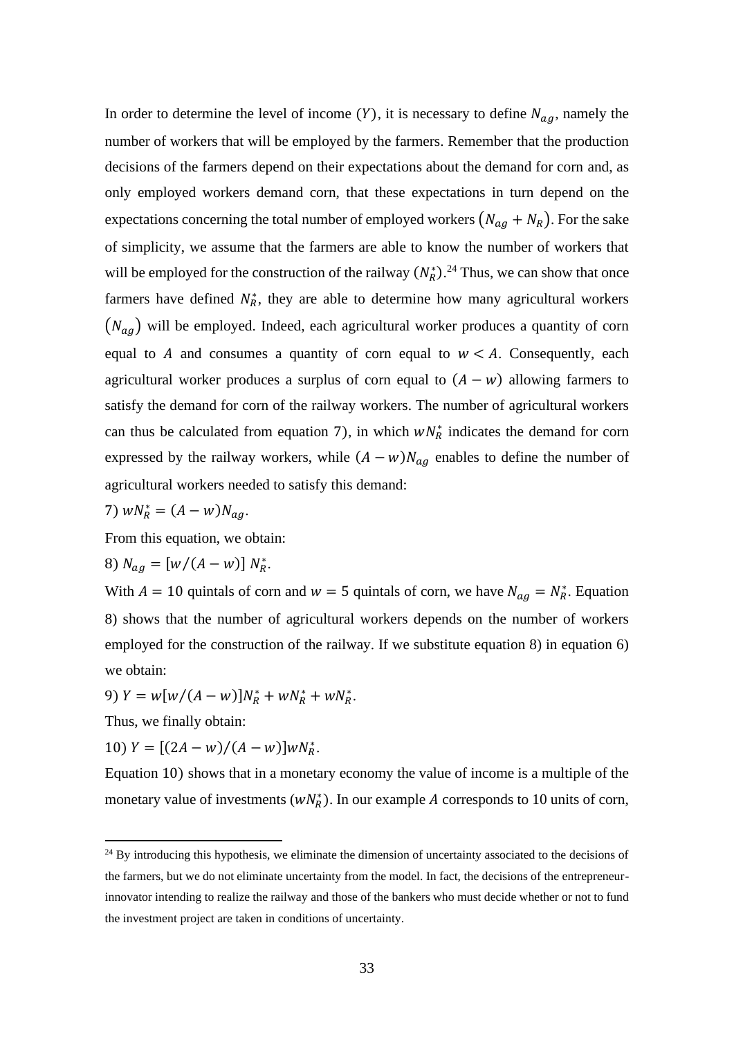In order to determine the level of income $(Y)$, it is necessary to define $N_{ag}$, namely the number of workers that will be employed by the farmers. Remember that the production decisions of the farmers depend on their expectations about the demand for corn and, as only employed workers demand corn, that these expectations in turn depend on the expectations concerning the total number of employed workers $(N_{ag} + N_R)$. For the sake of simplicity, we assume that the farmers are able to know the number of workers that will be employed for the construction of the railway $(N_R^*)$.[24] Thus, we can show that once farmers have defined $N_R^*$, they are able to determine how many agricultural workers $(N_{ag})$ will be employed. Indeed, each agricultural worker produces a quantity of corn equal to $A$ and consumes a quantity of corn equal to $w < A$. Consequently, each agricultural worker produces a surplus of corn equal to $(A - w)$ allowing farmers to satisfy the demand for corn of the railway workers. The number of agricultural workers can thus be calculated from equation 7), in which $wN_R^*$ indicates the demand for corn expressed by the railway workers, while $(A - w)N_{ag}$ enables to define the number of agricultural workers needed to satisfy this demand:

7) $wN_R^* = (A - w)N_{ag}$.

From this equation, we obtain:

8) $N_{ag} = [w/(A - w)]\ N_R^*$.

With $A = 10$ quintals of corn and $w = 5$ quintals of corn, we have $N_{ag} = N_R^*$. Equation 8) shows that the number of agricultural workers depends on the number of workers employed for the construction of the railway. If we substitute equation 8) in equation 6) we obtain:

9) $Y = w[w/(A - w)]N_R^* + wN_R^* + wN_R^*$.

Thus, we finally obtain:

10) $Y = [(2A - w)/(A - w)]wN_R^*$.

Equation 10) shows that in a monetary economy the value of income is a multiple of the monetary value of investments $(wN_R^*)$. In our example $A$ corresponds to 10 units of corn,

---

[24] By introducing this hypothesis, we eliminate the dimension of uncertainty associated to the decisions of the farmers, but we do not eliminate uncertainty from the model. In fact, the decisions of the entrepreneur-innovator intending to realize the railway and those of the bankers who must decide whether or not to fund the investment project are taken in conditions of uncertainty.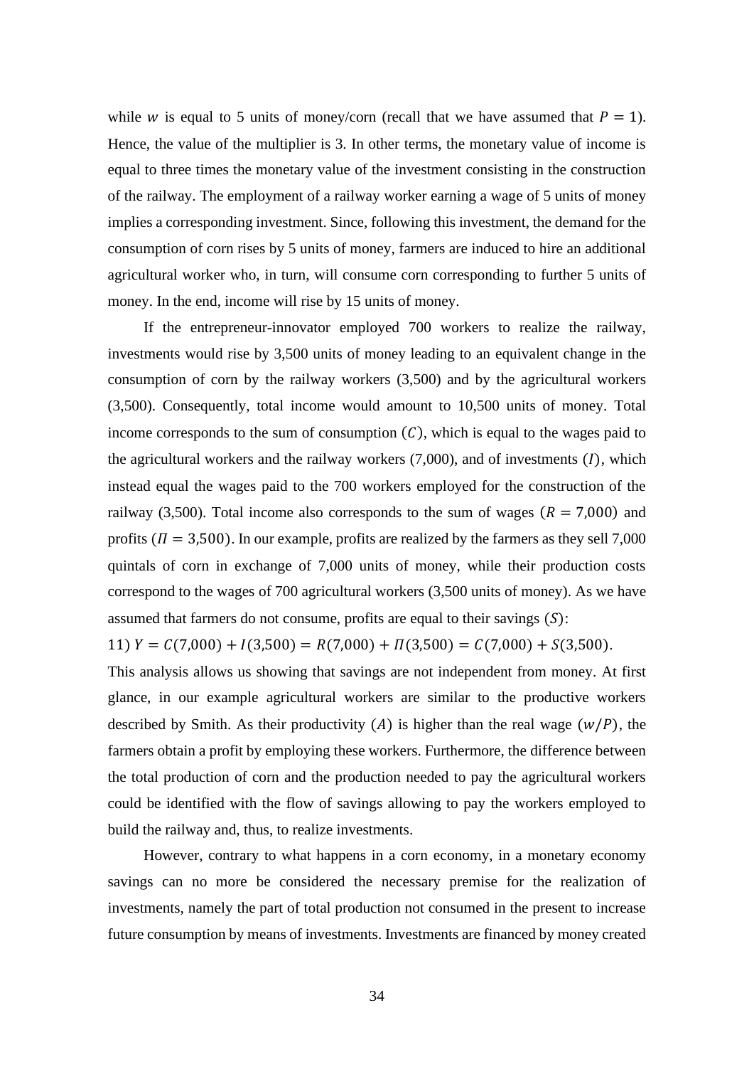while $w$ is equal to 5 units of money/corn (recall that we have assumed that $P = 1$). Hence, the value of the multiplier is 3. In other terms, the monetary value of income is equal to three times the monetary value of the investment consisting in the construction of the railway. The employment of a railway worker earning a wage of 5 units of money implies a corresponding investment. Since, following this investment, the demand for the consumption of corn rises by 5 units of money, farmers are induced to hire an additional agricultural worker who, in turn, will consume corn corresponding to further 5 units of money. In the end, income will rise by 15 units of money.

If the entrepreneur-innovator employed 700 workers to realize the railway, investments would rise by 3,500 units of money leading to an equivalent change in the consumption of corn by the railway workers (3,500) and by the agricultural workers (3,500). Consequently, total income would amount to 10,500 units of money. Total income corresponds to the sum of consumption ($C$), which is equal to the wages paid to the agricultural workers and the railway workers (7,000), and of investments ($I$), which instead equal the wages paid to the 700 workers employed for the construction of the railway (3,500). Total income also corresponds to the sum of wages ($R = 7{,}000$) and profits ($\Pi = 3{,}500$). In our example, profits are realized by the farmers as they sell 7,000 quintals of corn in exchange of 7,000 units of money, while their production costs correspond to the wages of 700 agricultural workers (3,500 units of money). As we have assumed that farmers do not consume, profits are equal to their savings ($S$):

11) $Y = C(7{,}000) + I(3{,}500) = R(7{,}000) + \Pi(3{,}500) = C(7{,}000) + S(3{,}500)$.

This analysis allows us showing that savings are not independent from money. At first glance, in our example agricultural workers are similar to the productive workers described by Smith. As their productivity ($A$) is higher than the real wage ($w/P$), the farmers obtain a profit by employing these workers. Furthermore, the difference between the total production of corn and the production needed to pay the agricultural workers could be identified with the flow of savings allowing to pay the workers employed to build the railway and, thus, to realize investments.

However, contrary to what happens in a corn economy, in a monetary economy savings can no more be considered the necessary premise for the realization of investments, namely the part of total production not consumed in the present to increase future consumption by means of investments. Investments are financed by money created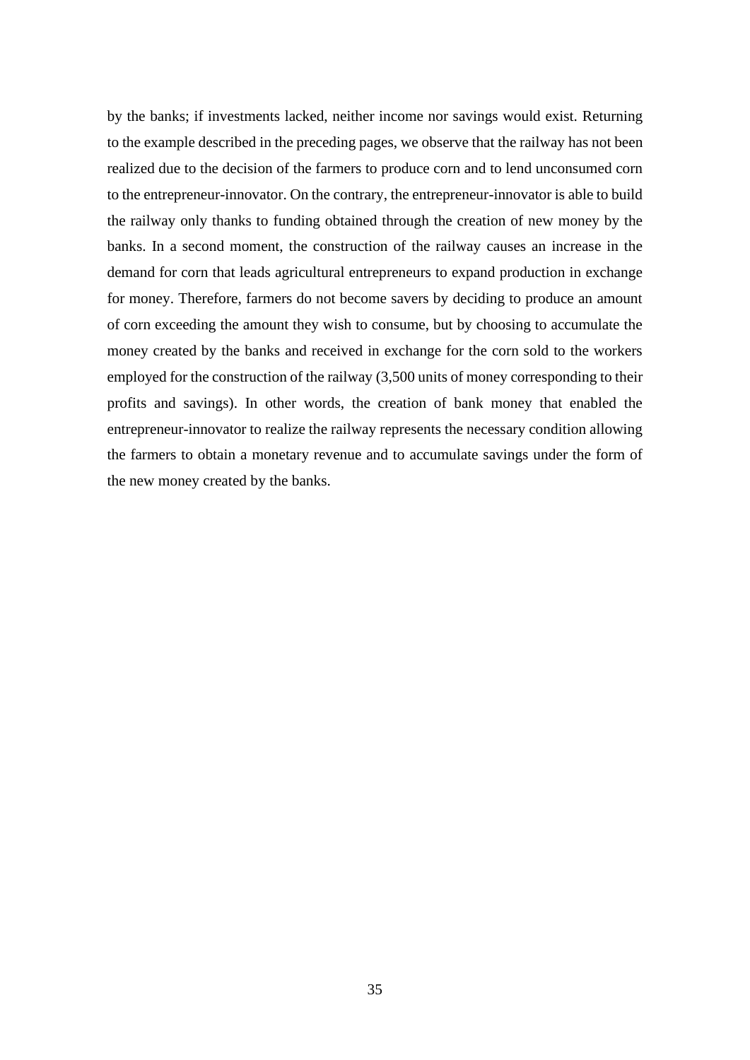by the banks; if investments lacked, neither income nor savings would exist. Returning to the example described in the preceding pages, we observe that the railway has not been realized due to the decision of the farmers to produce corn and to lend unconsumed corn to the entrepreneur-innovator. On the contrary, the entrepreneur-innovator is able to build the railway only thanks to funding obtained through the creation of new money by the banks. In a second moment, the construction of the railway causes an increase in the demand for corn that leads agricultural entrepreneurs to expand production in exchange for money. Therefore, farmers do not become savers by deciding to produce an amount of corn exceeding the amount they wish to consume, but by choosing to accumulate the money created by the banks and received in exchange for the corn sold to the workers employed for the construction of the railway (3,500 units of money corresponding to their profits and savings). In other words, the creation of bank money that enabled the entrepreneur-innovator to realize the railway represents the necessary condition allowing the farmers to obtain a monetary revenue and to accumulate savings under the form of the new money created by the banks.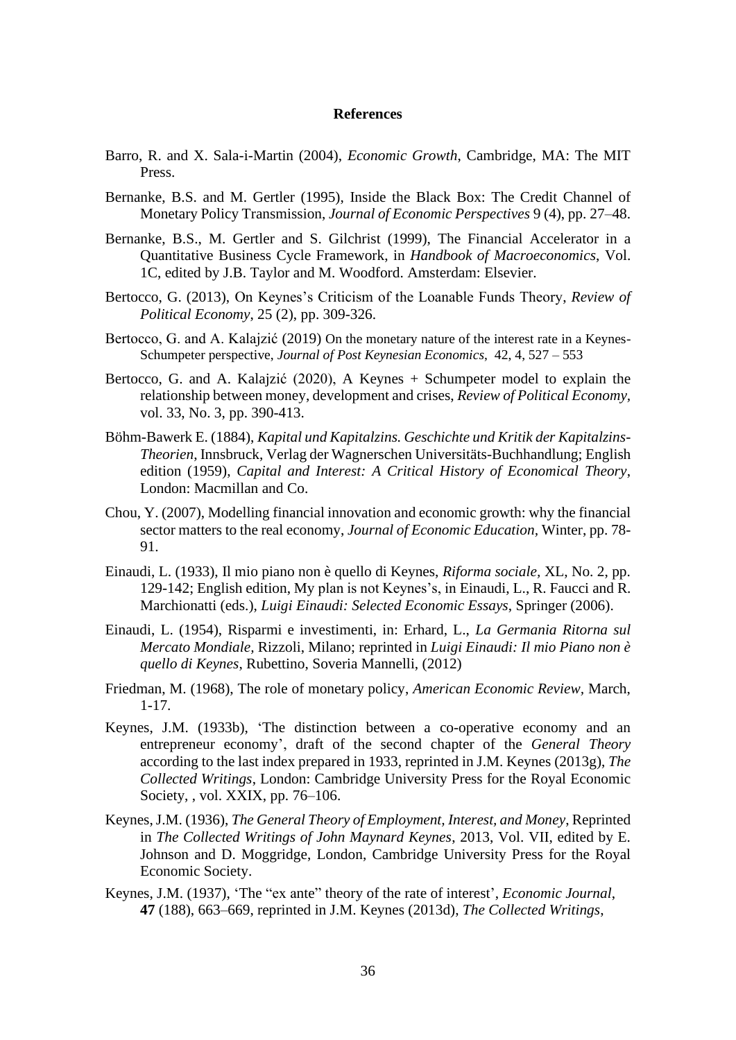## References

Barro, R. and X. Sala-i-Martin (2004), *Economic Growth*, Cambridge, MA: The MIT Press.

Bernanke, B.S. and M. Gertler (1995), Inside the Black Box: The Credit Channel of Monetary Policy Transmission, *Journal of Economic Perspectives* 9 (4), pp. 27–48.

Bernanke, B.S., M. Gertler and S. Gilchrist (1999), The Financial Accelerator in a Quantitative Business Cycle Framework, in *Handbook of Macroeconomics*, Vol. 1C, edited by J.B. Taylor and M. Woodford. Amsterdam: Elsevier.

Bertocco, G. (2013), On Keynes's Criticism of the Loanable Funds Theory, *Review of Political Economy*, 25 (2), pp. 309-326.

Bertocco, G. and A. Kalajzić (2019) On the monetary nature of the interest rate in a Keynes-Schumpeter perspective, *Journal of Post Keynesian Economics*, 42, 4, 527 – 553

Bertocco, G. and A. Kalajzić (2020), A Keynes + Schumpeter model to explain the relationship between money, development and crises, *Review of Political Economy*, vol. 33, No. 3, pp. 390-413.

Böhm-Bawerk E. (1884), *Kapital und Kapitalzins. Geschichte und Kritik der Kapitalzins-Theorien*, Innsbruck, Verlag der Wagnerschen Universitäts-Buchhandlung; English edition (1959), *Capital and Interest: A Critical History of Economical Theory*, London: Macmillan and Co.

Chou, Y. (2007), Modelling financial innovation and economic growth: why the financial sector matters to the real economy, *Journal of Economic Education*, Winter, pp. 78-91.

Einaudi, L. (1933), Il mio piano non è quello di Keynes, *Riforma sociale*, XL, No. 2, pp. 129-142; English edition, My plan is not Keynes's, in Einaudi, L., R. Faucci and R. Marchionatti (eds.), *Luigi Einaudi: Selected Economic Essays*, Springer (2006).

Einaudi, L. (1954), Risparmi e investimenti, in: Erhard, L., *La Germania Ritorna sul Mercato Mondiale*, Rizzoli, Milano; reprinted in *Luigi Einaudi: Il mio Piano non è quello di Keynes*, Rubettino, Soveria Mannelli, (2012)

Friedman, M. (1968), The role of monetary policy, *American Economic Review*, March, 1-17.

Keynes, J.M. (1933b), 'The distinction between a co-operative economy and an entrepreneur economy', draft of the second chapter of the *General Theory* according to the last index prepared in 1933, reprinted in J.M. Keynes (2013g), *The Collected Writings*, London: Cambridge University Press for the Royal Economic Society, , vol. XXIX, pp. 76–106.

Keynes, J.M. (1936), *The General Theory of Employment, Interest, and Money*, Reprinted in *The Collected Writings of John Maynard Keynes*, 2013, Vol. VII, edited by E. Johnson and D. Moggridge, London, Cambridge University Press for the Royal Economic Society.

Keynes, J.M. (1937), 'The "ex ante" theory of the rate of interest', *Economic Journal*, **47** (188), 663–669, reprinted in J.M. Keynes (2013d), *The Collected Writings*,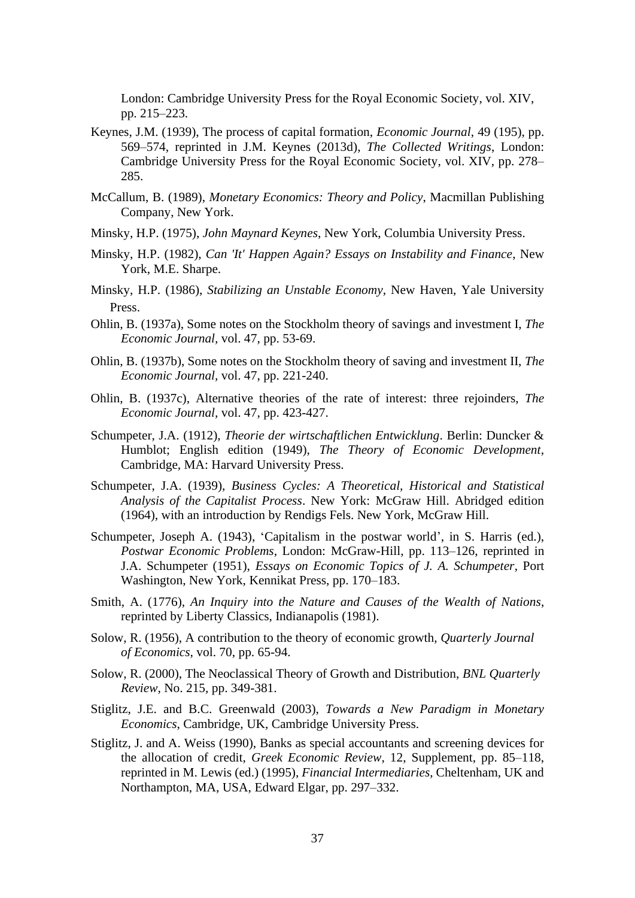London: Cambridge University Press for the Royal Economic Society, vol. XIV, pp. 215–223.

Keynes, J.M. (1939), The process of capital formation, *Economic Journal*, 49 (195), pp. 569–574, reprinted in J.M. Keynes (2013d), *The Collected Writings*, London: Cambridge University Press for the Royal Economic Society, vol. XIV, pp. 278–285.

McCallum, B. (1989), *Monetary Economics: Theory and Policy*, Macmillan Publishing Company, New York.

Minsky, H.P. (1975), *John Maynard Keynes*, New York, Columbia University Press.

Minsky, H.P. (1982), *Can 'It' Happen Again? Essays on Instability and Finance*, New York, M.E. Sharpe.

Minsky, H.P. (1986), *Stabilizing an Unstable Economy*, New Haven, Yale University Press.

Ohlin, B. (1937a), Some notes on the Stockholm theory of savings and investment I, *The Economic Journal*, vol. 47, pp. 53-69.

Ohlin, B. (1937b), Some notes on the Stockholm theory of saving and investment II, *The Economic Journal*, vol. 47, pp. 221-240.

Ohlin, B. (1937c), Alternative theories of the rate of interest: three rejoinders, *The Economic Journal*, vol. 47, pp. 423-427.

Schumpeter, J.A. (1912), *Theorie der wirtschaftlichen Entwicklung*. Berlin: Duncker & Humblot; English edition (1949), *The Theory of Economic Development*, Cambridge, MA: Harvard University Press.

Schumpeter, J.A. (1939), *Business Cycles: A Theoretical, Historical and Statistical Analysis of the Capitalist Process*. New York: McGraw Hill. Abridged edition (1964), with an introduction by Rendigs Fels. New York, McGraw Hill.

Schumpeter, Joseph A. (1943), 'Capitalism in the postwar world', in S. Harris (ed.), *Postwar Economic Problems*, London: McGraw-Hill, pp. 113–126, reprinted in J.A. Schumpeter (1951), *Essays on Economic Topics of J. A. Schumpeter*, Port Washington, New York, Kennikat Press, pp. 170–183.

Smith, A. (1776), *An Inquiry into the Nature and Causes of the Wealth of Nations*, reprinted by Liberty Classics, Indianapolis (1981).

Solow, R. (1956), A contribution to the theory of economic growth, *Quarterly Journal of Economics*, vol. 70, pp. 65-94.

Solow, R. (2000), The Neoclassical Theory of Growth and Distribution, *BNL Quarterly Review*, No. 215, pp. 349-381.

Stiglitz, J.E. and B.C. Greenwald (2003), *Towards a New Paradigm in Monetary Economics*, Cambridge, UK, Cambridge University Press.

Stiglitz, J. and A. Weiss (1990), Banks as special accountants and screening devices for the allocation of credit, *Greek Economic Review*, 12, Supplement, pp. 85–118, reprinted in M. Lewis (ed.) (1995), *Financial Intermediaries*, Cheltenham, UK and Northampton, MA, USA, Edward Elgar, pp. 297–332.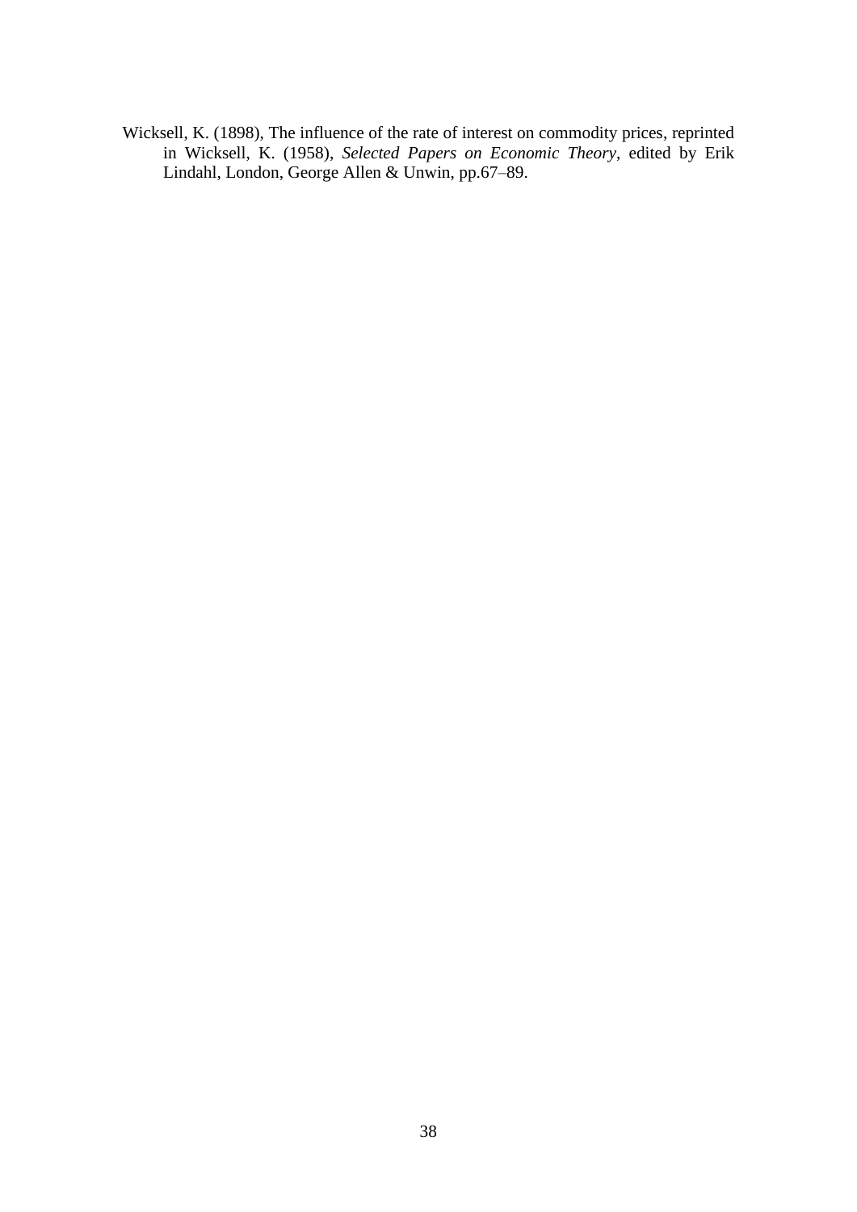Wicksell, K. (1898), The influence of the rate of interest on commodity prices, reprinted in Wicksell, K. (1958), *Selected Papers on Economic Theory*, edited by Erik Lindahl, London, George Allen & Unwin, pp.67–89.